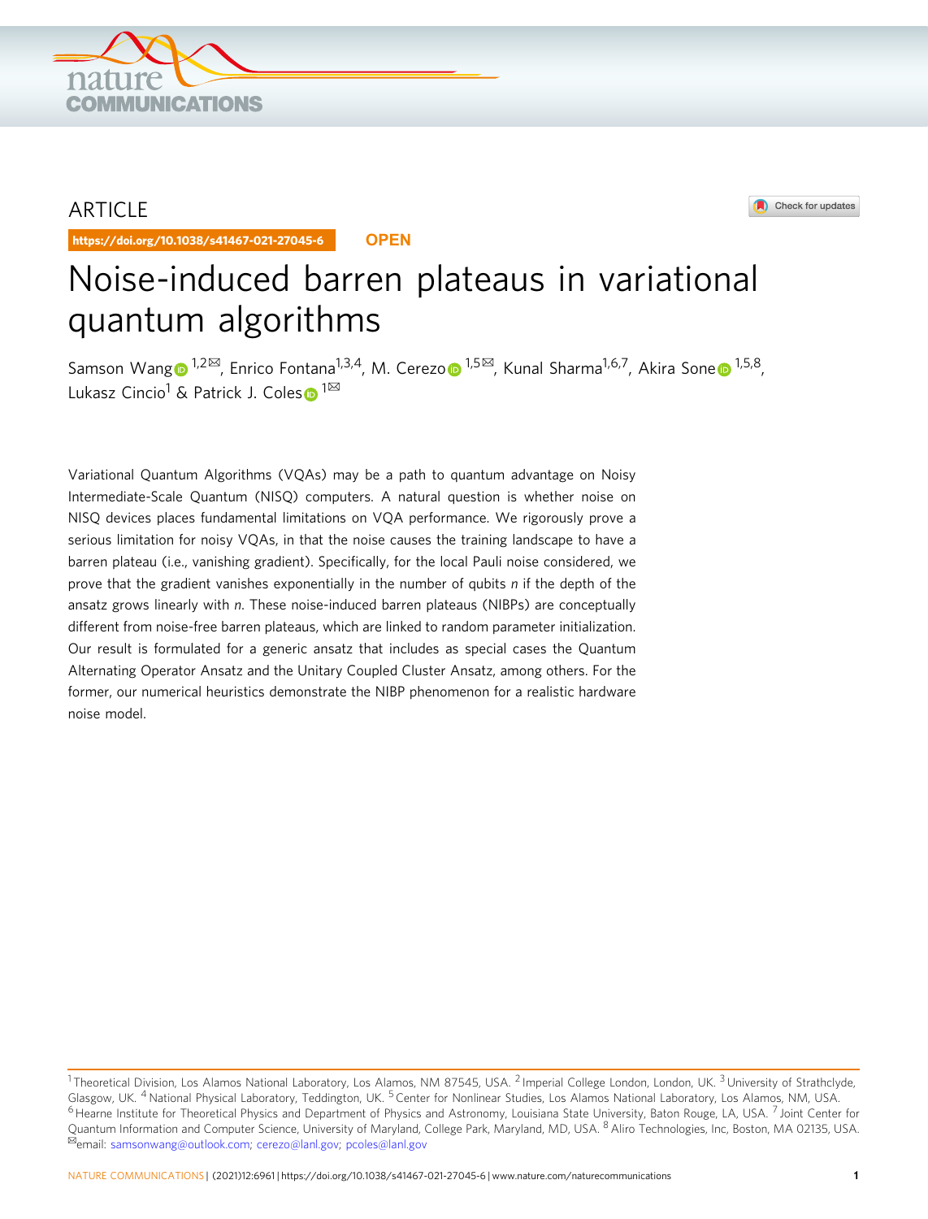ARTICLE

https://doi.org/10.1038/s41467-021-27045-6 OPEN

# Noise-induced barren plateaus in variational quantum algorithms

Samson Wang [1,2✉], Enrico Fontana [1,3,4], M. Cerezo [1,5✉], Kunal Sharma [1,6,7], Akira Sone [1,5,8], Lukasz Cincio [1] & Patrick J. Coles [1✉]

Variational Quantum Algorithms (VQAs) may be a path to quantum advantage on Noisy Intermediate-Scale Quantum (NISQ) computers. A natural question is whether noise on NISQ devices places fundamental limitations on VQA performance. We rigorously prove a serious limitation for noisy VQAs, in that the noise causes the training landscape to have a barren plateau (i.e., vanishing gradient). Specifically, for the local Pauli noise considered, we prove that the gradient vanishes exponentially in the number of qubits $n$ if the depth of the ansatz grows linearly with $n$. These noise-induced barren plateaus (NIBPs) are conceptually different from noise-free barren plateaus, which are linked to random parameter initialization. Our result is formulated for a generic ansatz that includes as special cases the Quantum Alternating Operator Ansatz and the Unitary Coupled Cluster Ansatz, among others. For the former, our numerical heuristics demonstrate the NIBP phenomenon for a realistic hardware noise model.

---

[1] Theoretical Division, Los Alamos National Laboratory, Los Alamos, NM 87545, USA. [2] Imperial College London, London, UK. [3] University of Strathclyde, Glasgow, UK. [4] National Physical Laboratory, Teddington, UK. [5] Center for Nonlinear Studies, Los Alamos National Laboratory, Los Alamos, NM, USA. [6] Hearne Institute for Theoretical Physics and Department of Physics and Astronomy, Louisiana State University, Baton Rouge, LA, USA. [7] Joint Center for Quantum Information and Computer Science, University of Maryland, College Park, Maryland, MD, USA. [8] Aliro Technologies, Inc, Boston, MA 02135, USA. ✉email: samsonwang@outlook.com; cerezo@lanl.gov; pcoles@lanl.gov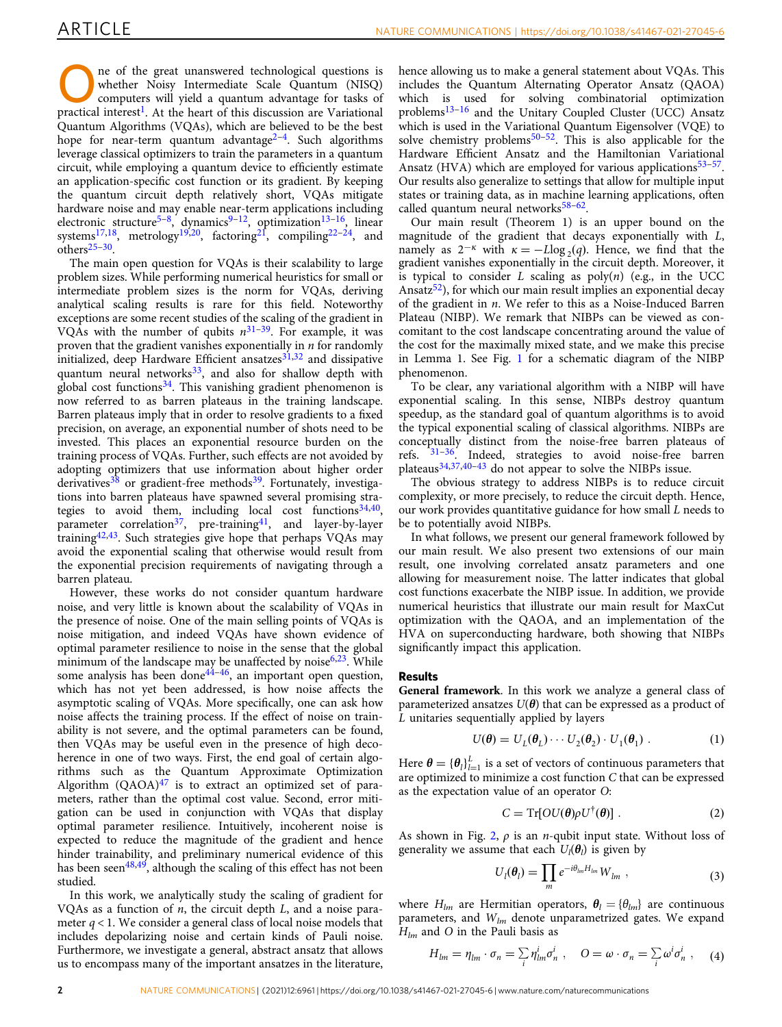One of the great unanswered technological questions is whether Noisy Intermediate Scale Quantum (NISQ) computers will yield a quantum advantage for tasks of practical interest[1]. At the heart of this discussion are Variational Quantum Algorithms (VQAs), which are believed to be the best hope for near-term quantum advantage[2–4]. Such algorithms leverage classical optimizers to train the parameters in a quantum circuit, while employing a quantum device to efficiently estimate an application-specific cost function or its gradient. By keeping the quantum circuit depth relatively short, VQAs mitigate hardware noise and may enable near-term applications including electronic structure[5–8], dynamics[9–12], optimization[13–16], linear systems[17,18], metrology[19,20], factoring[21], compiling[22–24], and others[25–30].

The main open question for VQAs is their scalability to large problem sizes. While performing numerical heuristics for small or intermediate problem sizes is the norm for VQAs, deriving analytical scaling results is rare for this field. Noteworthy exceptions are some recent studies of the scaling of the gradient in VQAs with the number of qubits $n$[31–39]. For example, it was proven that the gradient vanishes exponentially in $n$ for randomly initialized, deep Hardware Efficient ansatzes[31,32] and dissipative quantum neural networks[33], and also for shallow depth with global cost functions[34]. This vanishing gradient phenomenon is now referred to as barren plateaus in the training landscape. Barren plateaus imply that in order to resolve gradients to a fixed precision, on average, an exponential number of shots need to be invested. This places an exponential resource burden on the training process of VQAs. Further, such effects are not avoided by adopting optimizers that use information about higher order derivatives[38] or gradient-free methods[39]. Fortunately, investigations into barren plateaus have spawned several promising strategies to avoid them, including local cost functions[34,40], parameter correlation[37], pre-training[41], and layer-by-layer training[42,43]. Such strategies give hope that perhaps VQAs may avoid the exponential scaling that otherwise would result from the exponential precision requirements of navigating through a barren plateau.

However, these works do not consider quantum hardware noise, and very little is known about the scalability of VQAs in the presence of noise. One of the main selling points of VQAs is noise mitigation, and indeed VQAs have shown evidence of optimal parameter resilience to noise in the sense that the global minimum of the landscape may be unaffected by noise[6,23]. While some analysis has been done[44–46], an important open question, which has not yet been addressed, is how noise affects the asymptotic scaling of VQAs. More specifically, one can ask how noise affects the training process. If the effect of noise on trainability is not severe, and the optimal parameters can be found, then VQAs may be useful even in the presence of high decoherence in one of two ways. First, the end goal of certain algorithms such as the Quantum Approximate Optimization Algorithm (QAOA)[47] is to extract an optimized set of parameters, rather than the optimal cost value. Second, error mitigation can be used in conjunction with VQAs that display optimal parameter resilience. Intuitively, incoherent noise is expected to reduce the magnitude of the gradient and hence hinder trainability, and preliminary numerical evidence of this has been seen[48,49], although the scaling of this effect has not been studied.

In this work, we analytically study the scaling of gradient for VQAs as a function of $n$, the circuit depth $L$, and a noise parameter $q < 1$. We consider a general class of local noise models that includes depolarizing noise and certain kinds of Pauli noise. Furthermore, we investigate a general, abstract ansatz that allows us to encompass many of the important ansatzes in the literature, hence allowing us to make a general statement about VQAs. This includes the Quantum Alternating Operator Ansatz (QAOA) which is used for solving combinatorial optimization problems[13–16] and the Unitary Coupled Cluster (UCC) Ansatz which is used in the Variational Quantum Eigensolver (VQE) to solve chemistry problems[50–52]. This is also applicable for the Hardware Efficient Ansatz and the Hamiltonian Variational Ansatz (HVA) which are employed for various applications[53–57]. Our results also generalize to settings that allow for multiple input states or training data, as in machine learning applications, often called quantum neural networks[58–62].

Our main result (Theorem 1) is an upper bound on the magnitude of the gradient that decays exponentially with $L$, namely as $2^{-\kappa}$ with $\kappa = -L\log_2(q)$. Hence, we find that the gradient vanishes exponentially in the circuit depth. Moreover, it is typical to consider $L$ scaling as poly($n$) (e.g., in the UCC Ansatz[52]), for which our main result implies an exponential decay of the gradient in $n$. We refer to this as a Noise-Induced Barren Plateau (NIBP). We remark that NIBPs can be viewed as concomitant to the cost landscape concentrating around the value of the cost for the maximally mixed state, and we make this precise in Lemma 1. See Fig. 1 for a schematic diagram of the NIBP phenomenon.

To be clear, any variational algorithm with a NIBP will have exponential scaling. In this sense, NIBPs destroy quantum speedup, as the standard goal of quantum algorithms is to avoid the typical exponential scaling of classical algorithms. NIBPs are conceptually distinct from the noise-free barren plateaus of refs. [31–36]. Indeed, strategies to avoid noise-free barren plateaus[34,37,40–43] do not appear to solve the NIBPs issue.

The obvious strategy to address NIBPs is to reduce circuit complexity, or more precisely, to reduce the circuit depth. Hence, our work provides quantitative guidance for how small $L$ needs to be to potentially avoid NIBPs.

In what follows, we present our general framework followed by our main result. We also present two extensions of our main result, one involving correlated ansatz parameters and one allowing for measurement noise. The latter indicates that global cost functions exacerbate the NIBP issue. In addition, we provide numerical heuristics that illustrate our main result for MaxCut optimization with the QAOA, and an implementation of the HVA on superconducting hardware, both showing that NIBPs significantly impact this application.

## Results

**General framework**. In this work we analyze a general class of parameterized ansatzes $U(\boldsymbol{\theta})$ that can be expressed as a product of $L$ unitaries sequentially applied by layers

$$U(\boldsymbol{\theta}) = U_L(\boldsymbol{\theta}_L)\cdots U_2(\boldsymbol{\theta}_2)\cdot U_1(\boldsymbol{\theta}_1)\ . \tag{1}$$

Here $\boldsymbol{\theta} = \{\boldsymbol{\theta}_l\}_{l=1}^{L}$ is a set of vectors of continuous parameters that are optimized to minimize a cost function $C$ that can be expressed as the expectation value of an operator $O$:

$$C = \mathrm{Tr}[OU(\boldsymbol{\theta})\rho U^{\dagger}(\boldsymbol{\theta})]\ . \tag{2}$$

As shown in Fig. 2, $\rho$ is an $n$-qubit input state. Without loss of generality we assume that each $U_l(\boldsymbol{\theta}_l)$ is given by

$$U_l(\boldsymbol{\theta}_l) = \prod_m e^{-i\theta_{lm}H_{lm}}W_{lm}\ , \tag{3}$$

where $H_{lm}$ are Hermitian operators, $\boldsymbol{\theta}_l = \{\theta_{lm}\}$ are continuous parameters, and $W_{lm}$ denote unparametrized gates. We expand $H_{lm}$ and $O$ in the Pauli basis as

$$H_{lm} = \boldsymbol{\eta}_{lm}\cdot\boldsymbol{\sigma}_n = \sum_i \eta_{lm}^i\sigma_n^i\ , \quad O = \boldsymbol{\omega}\cdot\boldsymbol{\sigma}_n = \sum_i \omega^i\sigma_n^i\ , \tag{4}$$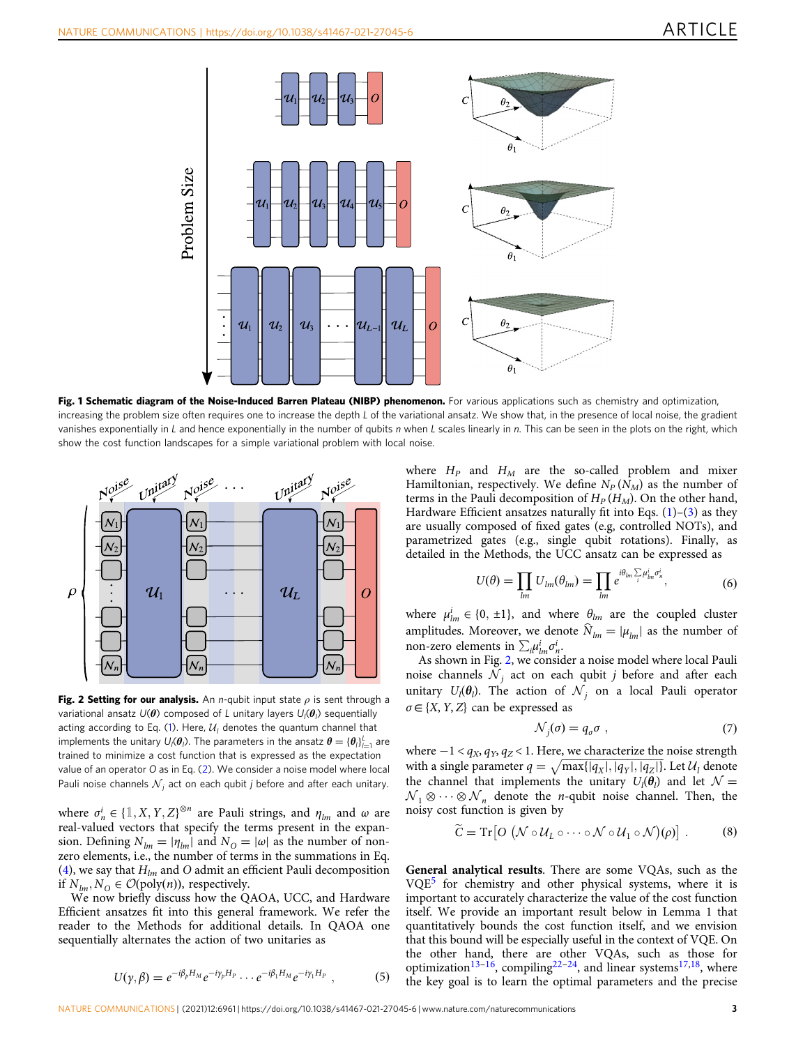**Fig. 1 Schematic diagram of the Noise-Induced Barren Plateau (NIBP) phenomenon.** For various applications such as chemistry and optimization, increasing the problem size often requires one to increase the depth $L$ of the variational ansatz. We show that, in the presence of local noise, the gradient vanishes exponentially in $L$ and hence exponentially in the number of qubits $n$ when $L$ scales linearly in $n$. This can be seen in the plots on the right, which show the cost function landscapes for a simple variational problem with local noise.

**Fig. 2 Setting for our analysis.** An $n$-qubit input state $\rho$ is sent through a variational ansatz $U(\boldsymbol{\theta})$ composed of $L$ unitary layers $U_l(\boldsymbol{\theta}_l)$ sequentially acting according to Eq. (1). Here, $\mathcal{U}_l$ denotes the quantum channel that implements the unitary $U_l(\boldsymbol{\theta}_l)$. The parameters in the ansatz $\boldsymbol{\theta} = \{\boldsymbol{\theta}_l\}_{l=1}^{L}$ are trained to minimize a cost function that is expressed as the expectation value of an operator $O$ as in Eq. (2). We consider a noise model where local Pauli noise channels $\mathcal{N}_j$ act on each qubit $j$ before and after each unitary.

where $\sigma_n^i \in \{\mathbb{1}, X, Y, Z\}^{\otimes n}$ are Pauli strings, and $\eta_{lm}$ and $\omega$ are real-valued vectors that specify the terms present in the expansion. Defining $N_{lm} = |\eta_{lm}|$ and $N_O = |\omega|$ as the number of non-zero elements, i.e., the number of terms in the summations in Eq. (4), we say that $H_{lm}$ and $O$ admit an efficient Pauli decomposition if $N_{lm}, N_O \in \mathcal{O}(\mathrm{poly}(n))$, respectively.

We now briefly discuss how the QAOA, UCC, and Hardware Efficient ansatzes fit into this general framework. We refer the reader to the Methods for additional details. In QAOA one sequentially alternates the action of two unitaries as

$$U(\gamma, \beta) = e^{-i\beta_p H_M} e^{-i\gamma_p H_P} \cdots e^{-i\beta_1 H_M} e^{-i\gamma_1 H_P}\,, \tag{5}$$

where $H_P$ and $H_M$ are the so-called problem and mixer Hamiltonian, respectively. We define $N_P$ ($N_M$) as the number of terms in the Pauli decomposition of $H_P$ ($H_M$). On the other hand, Hardware Efficient ansatzes naturally fit into Eqs. (1)–(3) as they are usually composed of fixed gates (e.g, controlled NOTs), and parametrized gates (e.g., single qubit rotations). Finally, as detailed in the Methods, the UCC ansatz can be expressed as

$$U(\theta) = \prod_{lm} U_{lm}(\theta_{lm}) = \prod_{lm} e^{i\theta_{lm}\sum_i \mu_{lm}^i \sigma_n^i}, \tag{6}$$

where $\mu_{lm}^i \in \{0, \pm 1\}$, and where $\theta_{lm}$ are the coupled cluster amplitudes. Moreover, we denote $\widehat{N}_{lm} = |\mu_{lm}|$ as the number of non-zero elements in $\sum_i \mu_{lm}^i \sigma_n^i$.

As shown in Fig. 2, we consider a noise model where local Pauli noise channels $\mathcal{N}_j$ act on each qubit $j$ before and after each unitary $U_l(\boldsymbol{\theta}_l)$. The action of $\mathcal{N}_j$ on a local Pauli operator $\sigma \in \{X, Y, Z\}$ can be expressed as

$$\mathcal{N}_j(\sigma) = q_\sigma \sigma\,, \tag{7}$$

where $-1 < q_X, q_Y, q_Z < 1$. Here, we characterize the noise strength with a single parameter $q = \sqrt{\max\{|q_X|, |q_Y|, |q_Z|\}}$. Let $\mathcal{U}_l$ denote the channel that implements the unitary $U_l(\boldsymbol{\theta}_l)$ and let $\mathcal{N} = \mathcal{N}_1 \otimes \cdots \otimes \mathcal{N}_n$ denote the $n$-qubit noise channel. Then, the noisy cost function is given by

$$\widetilde{C} = \mathrm{Tr}\left[O\,\left(\mathcal{N} \circ \mathcal{U}_L \circ \cdots \circ \mathcal{N} \circ \mathcal{U}_1 \circ \mathcal{N}\right)(\rho)\right]\,. \tag{8}$$

**General analytical results**. There are some VQAs, such as the VQE[5] for chemistry and other physical systems, where it is important to accurately characterize the value of the cost function itself. We provide an important result below in Lemma 1 that quantitatively bounds the cost function itself, and we envision that this bound will be especially useful in the context of VQE. On the other hand, there are other VQAs, such as those for optimization[13–16], compiling[22–24], and linear systems[17,18], where the key goal is to learn the optimal parameters and the precise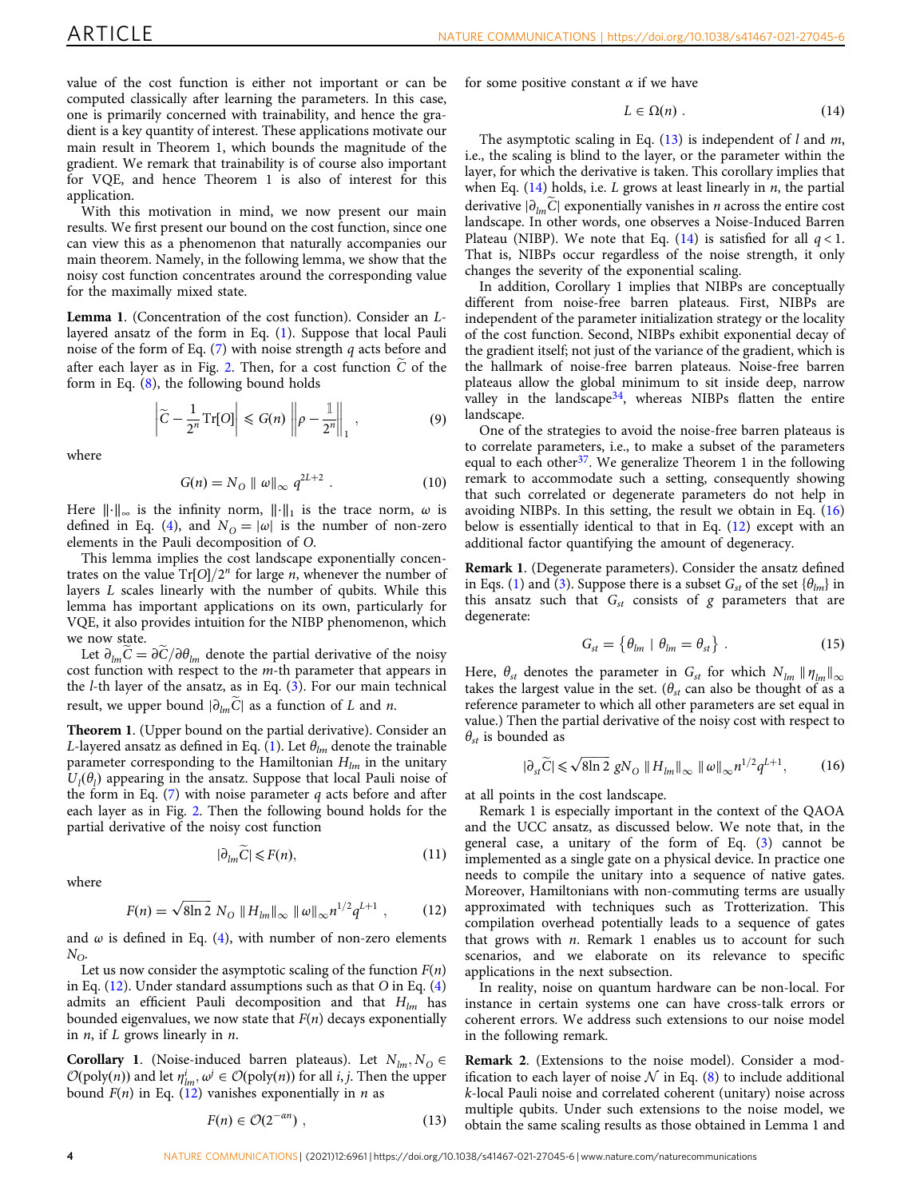value of the cost function is either not important or can be computed classically after learning the parameters. In this case, one is primarily concerned with trainability, and hence the gradient is a key quantity of interest. These applications motivate our main result in Theorem 1, which bounds the magnitude of the gradient. We remark that trainability is of course also important for VQE, and hence Theorem 1 is also of interest for this application.

With this motivation in mind, we now present our main results. We first present our bound on the cost function, since one can view this as a phenomenon that naturally accompanies our main theorem. Namely, in the following lemma, we show that the noisy cost function concentrates around the corresponding value for the maximally mixed state.

**Lemma 1**. (Concentration of the cost function). Consider an $L$-layered ansatz of the form in Eq. (1). Suppose that local Pauli noise of the form of Eq. (7) with noise strength $q$ acts before and after each layer as in Fig. 2. Then, for a cost function $\widetilde{C}$ of the form in Eq. (8), the following bound holds

$$\left|\widetilde{C}-\frac{1}{2^n}\operatorname{Tr}[O]\right| \leqslant G(n)\left\|\rho-\frac{\mathbb{1}}{2^n}\right\|_1 , \tag{9}$$

where

$$G(n)=N_O\ \|\omega\|_\infty\ q^{2L+2} . \tag{10}$$

Here $\|\cdot\|_\infty$ is the infinity norm, $\|\cdot\|_1$ is the trace norm, $\omega$ is defined in Eq. (4), and $N_O=|\omega|$ is the number of non-zero elements in the Pauli decomposition of $O$.

This lemma implies the cost landscape exponentially concentrates on the value $\operatorname{Tr}[O]/2^n$ for large $n$, whenever the number of layers $L$ scales linearly with the number of qubits. While this lemma has important applications on its own, particularly for VQE, it also provides intuition for the NIBP phenomenon, which we now state.

Let $\partial_{lm}\widetilde{C}=\partial\widetilde{C}/\partial\theta_{lm}$ denote the partial derivative of the noisy cost function with respect to the $m$-th parameter that appears in the $l$-th layer of the ansatz, as in Eq. (3). For our main technical result, we upper bound $|\partial_{lm}\widetilde{C}|$ as a function of $L$ and $n$.

**Theorem 1**. (Upper bound on the partial derivative). Consider an $L$-layered ansatz as defined in Eq. (1). Let $\theta_{lm}$ denote the trainable parameter corresponding to the Hamiltonian $H_{lm}$ in the unitary $U_l(\theta_l)$ appearing in the ansatz. Suppose that local Pauli noise of the form in Eq. (7) with noise parameter $q$ acts before and after each layer as in Fig. 2. Then the following bound holds for the partial derivative of the noisy cost function

$$|\partial_{lm}\widetilde{C}| \leqslant F(n), \tag{11}$$

where

$$F(n)=\sqrt{8\ln 2}\ N_O\ \|H_{lm}\|_\infty\ \|\omega\|_\infty n^{1/2}q^{L+1} , \tag{12}$$

and $\omega$ is defined in Eq. (4), with number of non-zero elements $N_O$.

Let us now consider the asymptotic scaling of the function $F(n)$ in Eq. (12). Under standard assumptions such as that $O$ in Eq. (4) admits an efficient Pauli decomposition and that $H_{lm}$ has bounded eigenvalues, we now state that $F(n)$ decays exponentially in $n$, if $L$ grows linearly in $n$.

**Corollary 1**. (Noise-induced barren plateaus). Let $N_{lm}, N_O \in \mathcal{O}(\mathrm{poly}(n))$ and let $\eta_{lm}^i, \omega^j \in \mathcal{O}(\mathrm{poly}(n))$ for all $i, j$. Then the upper bound $F(n)$ in Eq. (12) vanishes exponentially in $n$ as

$$F(n) \in \mathcal{O}(2^{-\alpha n}) , \tag{13}$$

for some positive constant $\alpha$ if we have

$$L \in \Omega(n) . \tag{14}$$

The asymptotic scaling in Eq. (13) is independent of $l$ and $m$, i.e., the scaling is blind to the layer, or the parameter within the layer, for which the derivative is taken. This corollary implies that when Eq. (14) holds, i.e. $L$ grows at least linearly in $n$, the partial derivative $|\partial_{lm}\widetilde{C}|$ exponentially vanishes in $n$ across the entire cost landscape. In other words, one observes a Noise-Induced Barren Plateau (NIBP). We note that Eq. (14) is satisfied for all $q<1$. That is, NIBPs occur regardless of the noise strength, it only changes the severity of the exponential scaling.

In addition, Corollary 1 implies that NIBPs are conceptually different from noise-free barren plateaus. First, NIBPs are independent of the parameter initialization strategy or the locality of the cost function. Second, NIBPs exhibit exponential decay of the gradient itself; not just of the variance of the gradient, which is the hallmark of noise-free barren plateaus. Noise-free barren plateaus allow the global minimum to sit inside deep, narrow valley in the landscape[34], whereas NIBPs flatten the entire landscape.

One of the strategies to avoid the noise-free barren plateaus is to correlate parameters, i.e., to make a subset of the parameters equal to each other[37]. We generalize Theorem 1 in the following remark to accommodate such a setting, consequently showing that such correlated or degenerate parameters do not help in avoiding NIBPs. In this setting, the result we obtain in Eq. (16) below is essentially identical to that in Eq. (12) except with an additional factor quantifying the amount of degeneracy.

**Remark 1**. (Degenerate parameters). Consider the ansatz defined in Eqs. (1) and (3). Suppose there is a subset $G_{st}$ of the set $\{\theta_{lm}\}$ in this ansatz such that $G_{st}$ consists of $g$ parameters that are degenerate:

$$G_{st}=\{\theta_{lm}\ |\ \theta_{lm}=\theta_{st}\} . \tag{15}$$

Here, $\theta_{st}$ denotes the parameter in $G_{st}$ for which $N_{lm}\ \|\eta_{lm}\|_\infty$ takes the largest value in the set. ($\theta_{st}$ can also be thought of as a reference parameter to which all other parameters are set equal in value.) Then the partial derivative of the noisy cost with respect to $\theta_{st}$ is bounded as

$$|\partial_{st}\widetilde{C}| \leqslant \sqrt{8\ln 2}\ gN_O\ \|H_{lm}\|_\infty\ \|\omega\|_\infty n^{1/2}q^{L+1}, \tag{16}$$

at all points in the cost landscape.

Remark 1 is especially important in the context of the QAOA and the UCC ansatz, as discussed below. We note that, in the general case, a unitary of the form of Eq. (3) cannot be implemented as a single gate on a physical device. In practice one needs to compile the unitary into a sequence of native gates. Moreover, Hamiltonians with non-commuting terms are usually approximated with techniques such as Trotterization. This compilation overhead potentially leads to a sequence of gates that grows with $n$. Remark 1 enables us to account for such scenarios, and we elaborate on its relevance to specific applications in the next subsection.

In reality, noise on quantum hardware can be non-local. For instance in certain systems one can have cross-talk errors or coherent errors. We address such extensions to our noise model in the following remark.

**Remark 2**. (Extensions to the noise model). Consider a modification to each layer of noise $\mathcal{N}$ in Eq. (8) to include additional $k$-local Pauli noise and correlated coherent (unitary) noise across multiple qubits. Under such extensions to the noise model, we obtain the same scaling results as those obtained in Lemma 1 and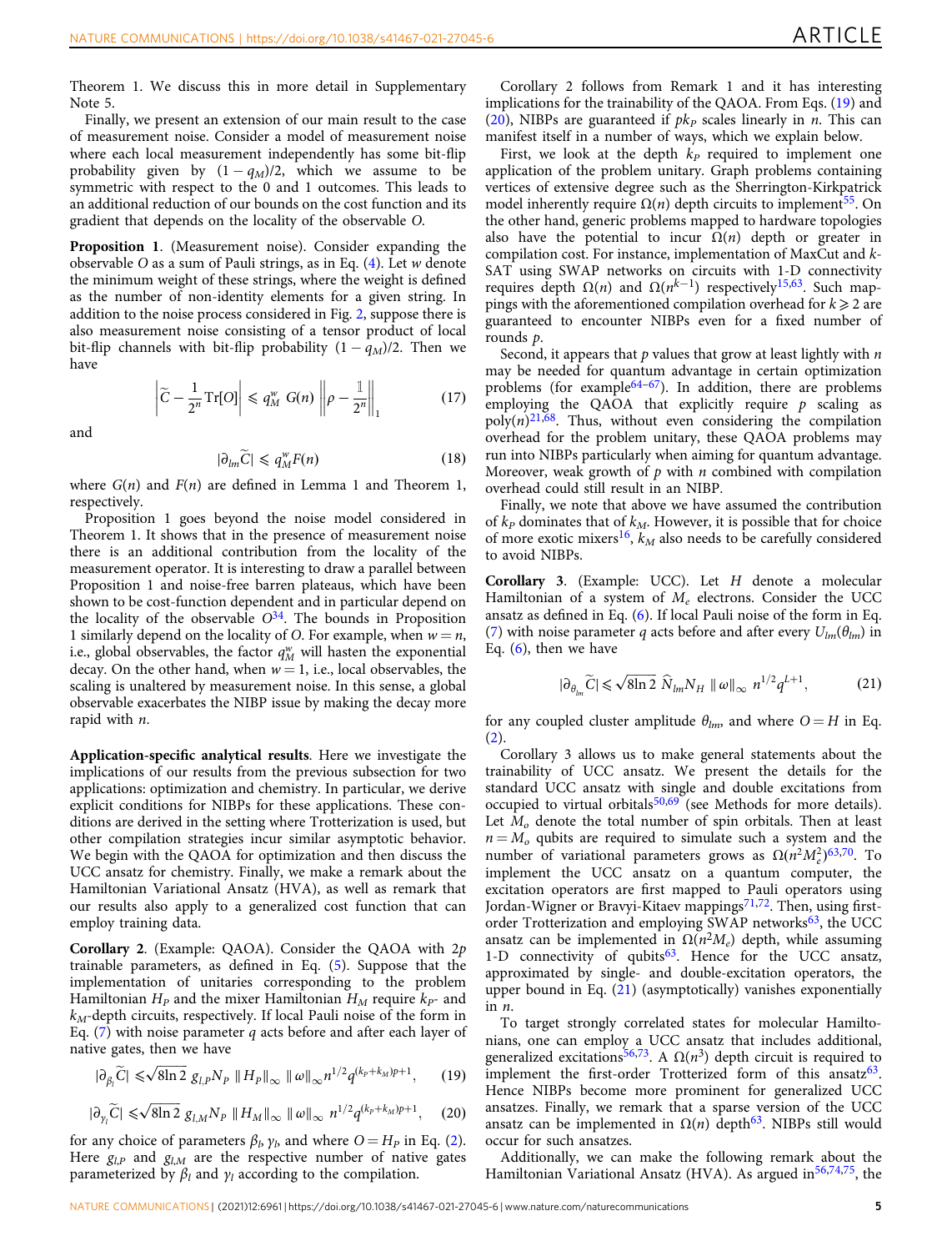Theorem 1. We discuss this in more detail in Supplementary Note 5.

Finally, we present an extension of our main result to the case of measurement noise. Consider a model of measurement noise where each local measurement independently has some bit-flip probability given by $(1-q_M)/2$, which we assume to be symmetric with respect to the 0 and 1 outcomes. This leads to an additional reduction of our bounds on the cost function and its gradient that depends on the locality of the observable $O$.

**Proposition 1**. (Measurement noise). Consider expanding the observable $O$ as a sum of Pauli strings, as in Eq. (4). Let $w$ denote the minimum weight of these strings, where the weight is defined as the number of non-identity elements for a given string. In addition to the noise process considered in Fig. 2, suppose there is also measurement noise consisting of a tensor product of local bit-flip channels with bit-flip probability $(1-q_M)/2$. Then we have

$$\left|\widetilde{C}-\frac{1}{2^n}\mathrm{Tr}[O]\right| \leqslant q_M^w\ G(n)\ \left\|\rho-\frac{\mathbb{1}}{2^n}\right\|_1 \tag{17}$$

and

$$|\partial_{lm}\widetilde{C}| \leqslant q_M^w F(n) \tag{18}$$

where $G(n)$ and $F(n)$ are defined in Lemma 1 and Theorem 1, respectively.

Proposition 1 goes beyond the noise model considered in Theorem 1. It shows that in the presence of measurement noise there is an additional contribution from the locality of the measurement operator. It is interesting to draw a parallel between Proposition 1 and noise-free barren plateaus, which have been shown to be cost-function dependent and in particular depend on the locality of the observable $O$[34]. The bounds in Proposition 1 similarly depend on the locality of $O$. For example, when $w=n$, i.e., global observables, the factor $q_M^w$ will hasten the exponential decay. On the other hand, when $w=1$, i.e., local observables, the scaling is unaltered by measurement noise. In this sense, a global observable exacerbates the NIBP issue by making the decay more rapid with $n$.

**Application-specific analytical results**. Here we investigate the implications of our results from the previous subsection for two applications: optimization and chemistry. In particular, we derive explicit conditions for NIBPs for these applications. These conditions are derived in the setting where Trotterization is used, but other compilation strategies incur similar asymptotic behavior. We begin with the QAOA for optimization and then discuss the UCC ansatz for chemistry. Finally, we make a remark about the Hamiltonian Variational Ansatz (HVA), as well as remark that our results also apply to a generalized cost function that can employ training data.

**Corollary 2**. (Example: QAOA). Consider the QAOA with $2p$ trainable parameters, as defined in Eq. (5). Suppose that the implementation of unitaries corresponding to the problem Hamiltonian $H_P$ and the mixer Hamiltonian $H_M$ require $k_P$- and $k_M$-depth circuits, respectively. If local Pauli noise of the form in Eq. (7) with noise parameter $q$ acts before and after each layer of native gates, then we have

$$|\partial_{\beta_l}\widetilde{C}| \leqslant \sqrt{8\ln 2}\ g_{l,P}N_P\ \|H_P\|_\infty\ \|\omega\|_\infty n^{1/2}q^{(k_P+k_M)p+1}, \tag{19}$$

$$|\partial_{\gamma_l}\widetilde{C}| \leqslant \sqrt{8\ln 2}\ g_{l,M}N_P\ \|H_M\|_\infty\ \|\omega\|_\infty\ n^{1/2}q^{(k_P+k_M)p+1}, \tag{20}$$

for any choice of parameters $\beta_l, \gamma_l$, and where $O=H_P$ in Eq. (2). Here $g_{l,P}$ and $g_{l,M}$ are the respective number of native gates parameterized by $\beta_l$ and $\gamma_l$ according to the compilation.

Corollary 2 follows from Remark 1 and it has interesting implications for the trainability of the QAOA. From Eqs. (19) and (20), NIBPs are guaranteed if $pk_P$ scales linearly in $n$. This can manifest itself in a number of ways, which we explain below.

First, we look at the depth $k_P$ required to implement one application of the problem unitary. Graph problems containing vertices of extensive degree such as the Sherrington-Kirkpatrick model inherently require $\Omega(n)$ depth circuits to implement[55]. On the other hand, generic problems mapped to hardware topologies also have the potential to incur $\Omega(n)$ depth or greater in compilation cost. For instance, implementation of MaxCut and $k$-SAT using SWAP networks on circuits with 1-D connectivity requires depth $\Omega(n)$ and $\Omega(n^{k-1})$ respectively[15,63]. Such mappings with the aforementioned compilation overhead for $k\geqslant 2$ are guaranteed to encounter NIBPs even for a fixed number of rounds $p$.

Second, it appears that $p$ values that grow at least lightly with $n$ may be needed for quantum advantage in certain optimization problems (for example[64–67]). In addition, there are problems employing the QAOA that explicitly require $p$ scaling as poly($n$)[21,68]. Thus, without even considering the compilation overhead for the problem unitary, these QAOA problems may run into NIBPs particularly when aiming for quantum advantage. Moreover, weak growth of $p$ with $n$ combined with compilation overhead could still result in an NIBP.

Finally, we note that above we have assumed the contribution of $k_P$ dominates that of $k_M$. However, it is possible that for choice of more exotic mixers[16], $k_M$ also needs to be carefully considered to avoid NIBPs.

**Corollary 3**. (Example: UCC). Let $H$ denote a molecular Hamiltonian of a system of $M_e$ electrons. Consider the UCC ansatz as defined in Eq. (6). If local Pauli noise of the form in Eq. (7) with noise parameter $q$ acts before and after every $U_{lm}(\theta_{lm})$ in Eq. (6), then we have

$$|\partial_{\theta_{lm}}\widetilde{C}| \leqslant \sqrt{8\ln 2}\ \widehat{N}_{lm}N_H\ \|\omega\|_\infty\ n^{1/2}q^{L+1}, \tag{21}$$

for any coupled cluster amplitude $\theta_{lm}$, and where $O=H$ in Eq. (2).

Corollary 3 allows us to make general statements about the trainability of UCC ansatz. We present the details for the standard UCC ansatz with single and double excitations from occupied to virtual orbitals[50,69] (see Methods for more details). Let $M_o$ denote the total number of spin orbitals. Then at least $n=M_o$ qubits are required to simulate such a system and the number of variational parameters grows as $\Omega(n^2M_e^2)$[63,70]. To implement the UCC ansatz on a quantum computer, the excitation operators are first mapped to Pauli operators using Jordan-Wigner or Bravyi-Kitaev mappings[71,72]. Then, using first-order Trotterization and employing SWAP networks[63], the UCC ansatz can be implemented in $\Omega(n^2M_e)$ depth, while assuming 1-D connectivity of qubits[63]. Hence for the UCC ansatz, approximated by single- and double-excitation operators, the upper bound in Eq. (21) (asymptotically) vanishes exponentially in $n$.

To target strongly correlated states for molecular Hamiltonians, one can employ a UCC ansatz that includes additional, generalized excitations[56,73]. A $\Omega(n^3)$ depth circuit is required to implement the first-order Trotterized form of this ansatz[63]. Hence NIBPs become more prominent for generalized UCC ansatzes. Finally, we remark that a sparse version of the UCC ansatz can be implemented in $\Omega(n)$ depth[63]. NIBPs still would occur for such ansatzes.

Additionally, we can make the following remark about the Hamiltonian Variational Ansatz (HVA). As argued in[56,74,75], the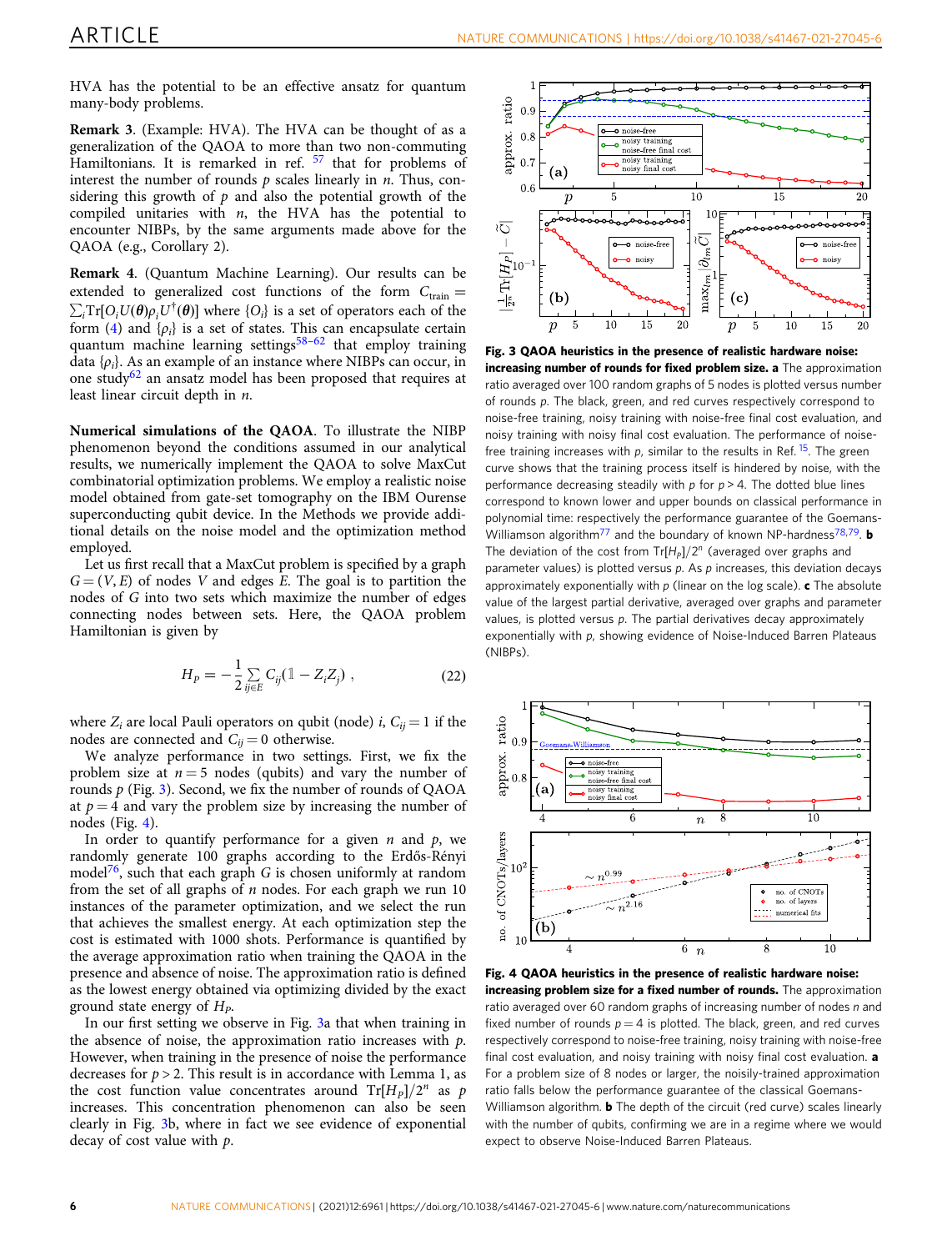HVA has the potential to be an effective ansatz for quantum many-body problems.

**Remark 3**. (Example: HVA). The HVA can be thought of as a generalization of the QAOA to more than two non-commuting Hamiltonians. It is remarked in ref. [57] that for problems of interest the number of rounds $p$ scales linearly in $n$. Thus, considering this growth of $p$ and also the potential growth of the compiled unitaries with $n$, the HVA has the potential to encounter NIBPs, by the same arguments made above for the QAOA (e.g., Corollary 2).

**Remark 4**. (Quantum Machine Learning). Our results can be extended to generalized cost functions of the form $C_{\text{train}} = \sum_i \text{Tr}[O_i U(\boldsymbol{\theta})\rho_i U^\dagger(\boldsymbol{\theta})]$ where $\{O_i\}$ is a set of operators each of the form (4) and $\{\rho_i\}$ is a set of states. This can encapsulate certain quantum machine learning settings[58–62] that employ training data $\{\rho_i\}$. As an example of an instance where NIBPs can occur, in one study[62] an ansatz model has been proposed that requires at least linear circuit depth in $n$.

**Numerical simulations of the QAOA**. To illustrate the NIBP phenomenon beyond the conditions assumed in our analytical results, we numerically implement the QAOA to solve MaxCut combinatorial optimization problems. We employ a realistic noise model obtained from gate-set tomography on the IBM Ourense superconducting qubit device. In the Methods we provide additional details on the noise model and the optimization method employed.

Let us first recall that a MaxCut problem is specified by a graph $G = (V, E)$ of nodes $V$ and edges $E$. The goal is to partition the nodes of $G$ into two sets which maximize the number of edges connecting nodes between sets. Here, the QAOA problem Hamiltonian is given by

$$H_P = -\frac{1}{2}\sum_{ij\in E} C_{ij}(\mathbb{1} - Z_i Z_j)\ , \tag{22}$$

where $Z_i$ are local Pauli operators on qubit (node) $i$, $C_{ij} = 1$ if the nodes are connected and $C_{ij} = 0$ otherwise.

We analyze performance in two settings. First, we fix the problem size at $n = 5$ nodes (qubits) and vary the number of rounds $p$ (Fig. 3). Second, we fix the number of rounds of QAOA at $p = 4$ and vary the problem size by increasing the number of nodes (Fig. 4).

In order to quantify performance for a given $n$ and $p$, we randomly generate 100 graphs according to the Erdős-Rényi model[76], such that each graph $G$ is chosen uniformly at random from the set of all graphs of $n$ nodes. For each graph we run 10 instances of the parameter optimization, and we select the run that achieves the smallest energy. At each optimization step the cost is estimated with 1000 shots. Performance is quantified by the average approximation ratio when training the QAOA in the presence and absence of noise. The approximation ratio is defined as the lowest energy obtained via optimizing divided by the exact ground state energy of $H_P$.

In our first setting we observe in Fig. 3a that when training in the absence of noise, the approximation ratio increases with $p$. However, when training in the presence of noise the performance decreases for $p > 2$. This result is in accordance with Lemma 1, as the cost function value concentrates around $\text{Tr}[H_P]/2^n$ as $p$ increases. This concentration phenomenon can also be seen clearly in Fig. 3b, where in fact we see evidence of exponential decay of cost value with $p$.

**Fig. 3 QAOA heuristics in the presence of realistic hardware noise: increasing number of rounds for fixed problem size. a** The approximation ratio averaged over 100 random graphs of 5 nodes is plotted versus number of rounds $p$. The black, green, and red curves respectively correspond to noise-free training, noisy training with noise-free final cost evaluation, and noisy training with noisy final cost evaluation. The performance of noise-free training increases with $p$, similar to the results in Ref. [15]. The green curve shows that the training process itself is hindered by noise, with the performance decreasing steadily with $p$ for $p > 4$. The dotted blue lines correspond to known lower and upper bounds on classical performance in polynomial time: respectively the performance guarantee of the Goemans-Williamson algorithm[77] and the boundary of known NP-hardness[78,79]. **b** The deviation of the cost from $\text{Tr}[H_P]/2^n$ (averaged over graphs and parameter values) is plotted versus $p$. As $p$ increases, this deviation decays approximately exponentially with $p$ (linear on the log scale). **c** The absolute value of the largest partial derivative, averaged over graphs and parameter values, is plotted versus $p$. The partial derivatives decay approximately exponentially with $p$, showing evidence of Noise-Induced Barren Plateaus (NIBPs).

**Fig. 4 QAOA heuristics in the presence of realistic hardware noise: increasing problem size for a fixed number of rounds.** The approximation ratio averaged over 60 random graphs of increasing number of nodes $n$ and fixed number of rounds $p = 4$ is plotted. The black, green, and red curves respectively correspond to noise-free training, noisy training with noise-free final cost evaluation, and noisy training with noisy final cost evaluation. **a** For a problem size of 8 nodes or larger, the noisily-trained approximation ratio falls below the performance guarantee of the classical Goemans-Williamson algorithm. **b** The depth of the circuit (red curve) scales linearly with the number of qubits, confirming we are in a regime where we would expect to observe Noise-Induced Barren Plateaus.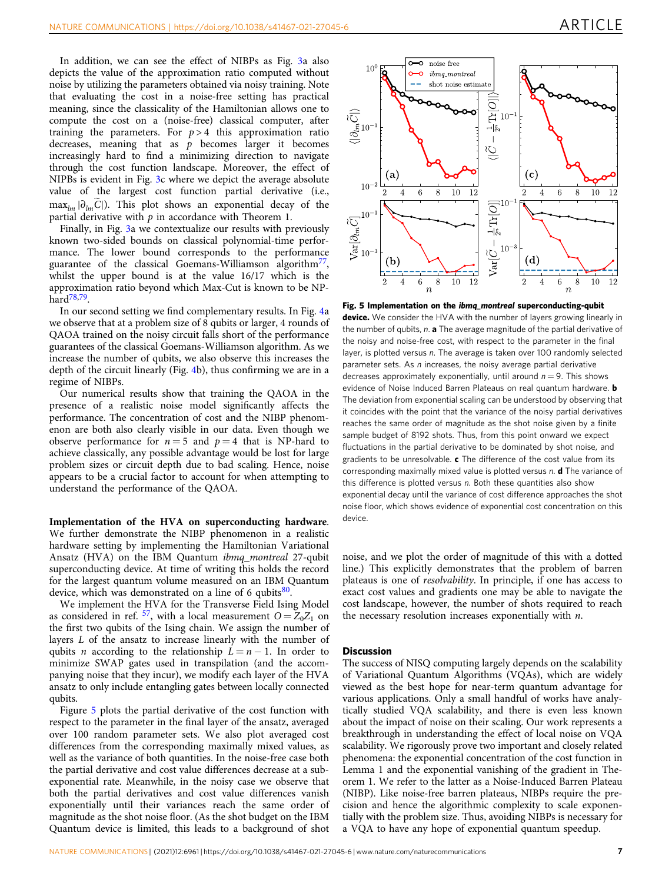In addition, we can see the effect of NIBPs as Fig. 3a also depicts the value of the approximation ratio computed without noise by utilizing the parameters obtained via noisy training. Note that evaluating the cost in a noise-free setting has practical meaning, since the classicality of the Hamiltonian allows one to compute the cost on a (noise-free) classical computer, after training the parameters. For $p > 4$ this approximation ratio decreases, meaning that as $p$ becomes larger it becomes increasingly hard to find a minimizing direction to navigate through the cost function landscape. Moreover, the effect of NIPBs is evident in Fig. 3c where we depict the average absolute value of the largest cost function partial derivative (i.e., $\max_{lm}|\partial_{lm}\widetilde{C}|$). This plot shows an exponential decay of the partial derivative with $p$ in accordance with Theorem 1.

Finally, in Fig. 3a we contextualize our results with previously known two-sided bounds on classical polynomial-time performance. The lower bound corresponds to the performance guarantee of the classical Goemans-Williamson algorithm[77], whilst the upper bound is at the value 16/17 which is the approximation ratio beyond which Max-Cut is known to be NP-hard[78,79].

In our second setting we find complementary results. In Fig. 4a we observe that at a problem size of 8 qubits or larger, 4 rounds of QAOA trained on the noisy circuit falls short of the performance guarantees of the classical Goemans-Williamson algorithm. As we increase the number of qubits, we also observe this increases the depth of the circuit linearly (Fig. 4b), thus confirming we are in a regime of NIBPs.

Our numerical results show that training the QAOA in the presence of a realistic noise model significantly affects the performance. The concentration of cost and the NIBP phenomenon are both also clearly visible in our data. Even though we observe performance for $n = 5$ and $p = 4$ that is NP-hard to achieve classically, any possible advantage would be lost for large problem sizes or circuit depth due to bad scaling. Hence, noise appears to be a crucial factor to account for when attempting to understand the performance of the QAOA.

**Implementation of the HVA on superconducting hardware**. We further demonstrate the NIBP phenomenon in a realistic hardware setting by implementing the Hamiltonian Variational Ansatz (HVA) on the IBM Quantum *ibmq_montreal* 27-qubit superconducting device. At time of writing this holds the record for the largest quantum volume measured on an IBM Quantum device, which was demonstrated on a line of 6 qubits[80].

We implement the HVA for the Transverse Field Ising Model as considered in ref. [57], with a local measurement $O = Z_0 Z_1$ on the first two qubits of the Ising chain. We assign the number of layers $L$ of the ansatz to increase linearly with the number of qubits $n$ according to the relationship $L = n - 1$. In order to minimize SWAP gates used in transpilation (and the accompanying noise that they incur), we modify each layer of the HVA ansatz to only include entangling gates between locally connected qubits.

Figure 5 plots the partial derivative of the cost function with respect to the parameter in the final layer of the ansatz, averaged over 100 random parameter sets. We also plot averaged cost differences from the corresponding maximally mixed values, as well as the variance of both quantities. In the noise-free case both the partial derivative and cost value differences decrease at a sub-exponential rate. Meanwhile, in the noisy case we observe that both the partial derivatives and cost value differences vanish exponentially until their variances reach the same order of magnitude as the shot noise floor. (As the shot budget on the IBM Quantum device is limited, this leads to a background of shot noise, and we plot the order of magnitude of this with a dotted line.) This explicitly demonstrates that the problem of barren plateaus is one of *resolvability*. In principle, if one has access to exact cost values and gradients one may be able to navigate the cost landscape, however, the number of shots required to reach the necessary resolution increases exponentially with $n$.

**Fig. 5 Implementation on the *ibmq_montreal* superconducting-qubit device.** We consider the HVA with the number of layers growing linearly in the number of qubits, $n$. **a** The average magnitude of the partial derivative of the noisy and noise-free cost, with respect to the parameter in the final layer, is plotted versus $n$. The average is taken over 100 randomly selected parameter sets. As $n$ increases, the noisy average partial derivative decreases approximately exponentially, until around $n = 9$. This shows evidence of Noise Induced Barren Plateaus on real quantum hardware. **b** The deviation from exponential scaling can be understood by observing that it coincides with the point that the variance of the noisy partial derivatives reaches the same order of magnitude as the shot noise given by a finite sample budget of 8192 shots. Thus, from this point onward we expect fluctuations in the partial derivative to be dominated by shot noise, and gradients to be unresolvable. **c** The difference of the cost value from its corresponding maximally mixed value is plotted versus $n$. **d** The variance of this difference is plotted versus $n$. Both these quantities also show exponential decay until the variance of cost difference approaches the shot noise floor, which shows evidence of exponential cost concentration on this device.

## Discussion

The success of NISQ computing largely depends on the scalability of Variational Quantum Algorithms (VQAs), which are widely viewed as the best hope for near-term quantum advantage for various applications. Only a small handful of works have analytically studied VQA scalability, and there is even less known about the impact of noise on their scaling. Our work represents a breakthrough in understanding the effect of local noise on VQA scalability. We rigorously prove two important and closely related phenomena: the exponential concentration of the cost function in Lemma 1 and the exponential vanishing of the gradient in Theorem 1. We refer to the latter as a Noise-Induced Barren Plateau (NIBP). Like noise-free barren plateaus, NIBPs require the precision and hence the algorithmic complexity to scale exponentially with the problem size. Thus, avoiding NIBPs is necessary for a VQA to have any hope of exponential quantum speedup.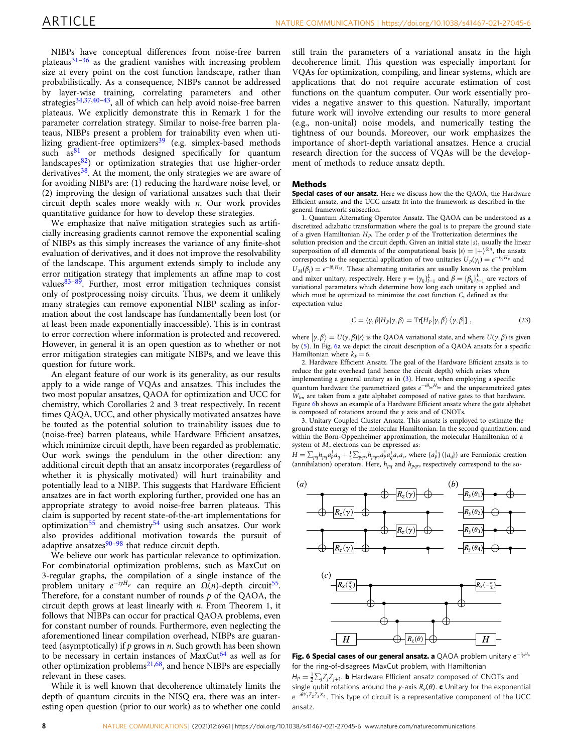NIBPs have conceptual differences from noise-free barren plateaus[31–36] as the gradient vanishes with increasing problem size at every point on the cost function landscape, rather than probabilistically. As a consequence, NIBPs cannot be addressed by layer-wise training, correlating parameters and other strategies[34,37,40–43], all of which can help avoid noise-free barren plateaus. We explicitly demonstrate this in Remark 1 for the parameter correlation strategy. Similar to noise-free barren plateaus, NIBPs present a problem for trainability even when utilizing gradient-free optimizers[39] (e.g. simplex-based methods such as[81] or methods designed specifically for quantum landscapes[82]) or optimization strategies that use higher-order derivatives[38]. At the moment, the only strategies we are aware of for avoiding NIBPs are: (1) reducing the hardware noise level, or (2) improving the design of variational ansatzes such that their circuit depth scales more weakly with $n$. Our work provides quantitative guidance for how to develop these strategies.

We emphasize that naïve mitigation strategies such as artificially increasing gradients cannot remove the exponential scaling of NIBPs as this simply increases the variance of any finite-shot evaluation of derivatives, and it does not improve the resolvability of the landscape. This argument extends simply to include any error mitigation strategy that implements an affine map to cost values[83–89]. Further, most error mitigation techniques consist only of postprocessing noisy circuits. Thus, we deem it unlikely many strategies can remove exponential NIBP scaling as information about the cost landscape has fundamentally been lost (or at least been made exponentially inaccessible). This is in contrast to error correction where information is protected and recovered. However, in general it is an open question as to whether or not error mitigation strategies can mitigate NIBPs, and we leave this question for future work.

An elegant feature of our work is its generality, as our results apply to a wide range of VQAs and ansatzes. This includes the two most popular ansatzes, QAOA for optimization and UCC for chemistry, which Corollaries 2 and 3 treat respectively. In recent times QAQA, UCC, and other physically motivated ansatzes have be touted as the potential solution to trainability issues due to (noise-free) barren plateaus, while Hardware Efficient ansatzes, which minimize circuit depth, have been regarded as problematic. Our work swings the pendulum in the other direction: any additional circuit depth that an ansatz incorporates (regardless of whether it is physically motivated) will hurt trainability and potentially lead to a NIBP. This suggests that Hardware Efficient ansatzes are in fact worth exploring further, provided one has an appropriate strategy to avoid noise-free barren plateaus. This claim is supported by recent state-of-the-art implementations for optimization[55] and chemistry[54] using such ansatzes. Our work also provides additional motivation towards the pursuit of adaptive ansatzes[90–98] that reduce circuit depth.

We believe our work has particular relevance to optimization. For combinatorial optimization problems, such as MaxCut on 3-regular graphs, the compilation of a single instance of the problem unitary $e^{-i\gamma H_P}$ can require an $\Omega(n)$-depth circuit[55]. Therefore, for a constant number of rounds $p$ of the QAOA, the circuit depth grows at least linearly with $n$. From Theorem 1, it follows that NIBPs can occur for practical QAOA problems, even for constant number of rounds. Furthermore, even neglecting the aforementioned linear compilation overhead, NIBPs are guaranteed (asymptotically) if $p$ grows in $n$. Such growth has been shown to be necessary in certain instances of MaxCut[64] as well as for other optimization problems[21,68], and hence NIBPs are especially relevant in these cases.

While it is well known that decoherence ultimately limits the depth of quantum circuits in the NISQ era, there was an interesting open question (prior to our work) as to whether one could still train the parameters of a variational ansatz in the high decoherence limit. This question was especially important for VQAs for optimization, compiling, and linear systems, which are applications that do not require accurate estimation of cost functions on the quantum computer. Our work essentially provides a negative answer to this question. Naturally, important future work will involve extending our results to more general (e.g., non-unital) noise models, and numerically testing the tightness of our bounds. Moreover, our work emphasizes the importance of short-depth variational ansatzes. Hence a crucial research direction for the success of VQAs will be the development of methods to reduce ansatz depth.

## Methods

**Special cases of our ansatz**. Here we discuss how the the QAOA, the Hardware Efficient ansatz, and the UCC ansatz fit into the framework as described in the general framework subsection.

1. Quantum Alternating Operator Ansatz. The QAOA can be understood as a discretized adiabatic transformation where the goal is to prepare the ground state of a given Hamiltonian $H_P$. The order $p$ of the Trotterization determines the solution precision and the circuit depth. Given an initial state $|s\rangle$, usually the linear superposition of all elements of the computational basis $|s\rangle = |+\rangle^{\otimes n}$, the ansatz corresponds to the sequential application of two unitaries $U_P(\gamma_l) = e^{-i\gamma_l H_P}$ and $U_M(\beta_l) = e^{-i\beta_l H_M}$. These alternating unitaries are usually known as the problem and mixer unitary, respectively. Here $\gamma = \{\gamma_k\}_{l=1}^{L}$ and $\beta = \{\beta_k\}_{k=1}^{L}$ are vectors of variational parameters which determine how long each unitary is applied and which must be optimized to minimize the cost function $C$, defined as the expectation value

$$
C = \langle \gamma, \beta | H_P | \gamma, \beta \rangle = \mathrm{Tr}[H_P | \gamma, \beta \rangle \langle \gamma, \beta |] \,, \tag{23}
$$

where $|\gamma, \beta\rangle = U(\gamma, \beta)|s\rangle$ is the QAOA variational state, and where $U(\gamma, \beta)$ is given by (5). In Fig. 6a we depict the circuit description of a QAOA ansatz for a specific Hamiltonian where $k_P = 6$.

2. Hardware Efficient Ansatz. The goal of the Hardware Efficient ansatz is to reduce the gate overhead (and hence the circuit depth) which arises when implementing a general unitary as in (3). Hence, when employing a specific quantum hardware the parametrized gates $e^{-i\theta_{lm} H_{lm}}$ and the unparametrized gates $W_{lm}$ are taken from a gate alphabet composed of native gates to that hardware. Figure 6b shows an example of a Hardware Efficient ansatz where the gate alphabet is composed of rotations around the $y$ axis and of CNOTs.

3. Unitary Coupled Cluster Ansatz. This ansatz is employed to estimate the ground state energy of the molecular Hamiltonian. In the second quantization, and within the Born-Oppenheimer approximation, the molecular Hamiltonian of a system of $M_e$ electrons can be expressed as: $H = \sum_{pq} h_{pq} a_p^\dagger a_q + \frac{1}{2}\sum_{pqrs} h_{pqrs} a_p^\dagger a_q^\dagger a_r a_s$, where $\{a_p^\dagger\}$ ($\{a_q\}$) are Fermionic creation (annihilation) operators. Here, $h_{pq}$ and $h_{pqrs}$ respectively correspond to the so-

**Fig. 6 Special cases of our general ansatz. a** QAOA problem unitary $e^{-i\gamma H_P}$ for the ring-of-disagrees MaxCut problem, with Hamiltonian $H_P = \frac{1}{2}\sum_j Z_j Z_{j+1}$. **b** Hardware Efficient ansatz composed of CNOTs and single qubit rotations around the y-axis $R_y(\theta)$. **c** Unitary for the exponential $e^{-i\theta Y_1 Z_2 Z_3 X_4}$. This type of circuit is a representative component of the UCC ansatz.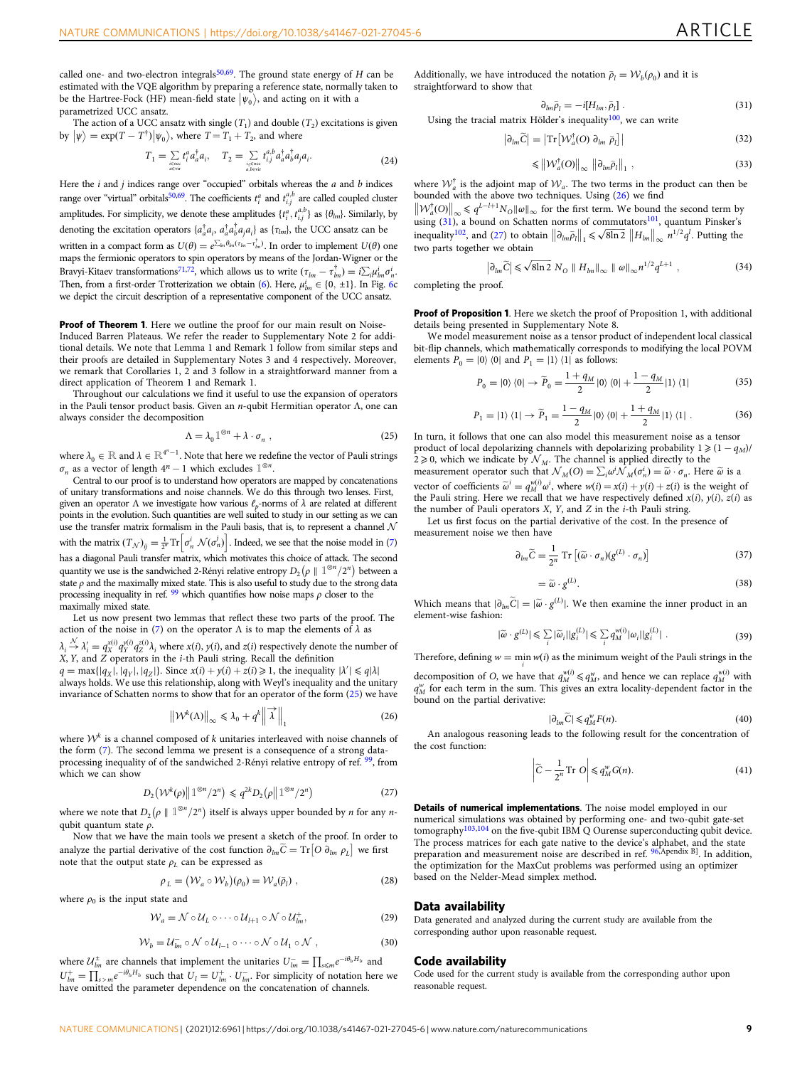called one- and two-electron integrals[50,69]. The ground state energy of $H$ can be estimated with the VQE algorithm by preparing a reference state, normally taken to be the Hartree-Fock (HF) mean-field state $|\psi_0\rangle$, and acting on it with a parametrized UCC ansatz.

The action of a UCC ansatz with single ($T_1$) and double ($T_2$) excitations is given by $|\psi\rangle = \exp(T - T^\dagger)|\psi_0\rangle$, where $T = T_1 + T_2$, and where

$$T_1 = \sum_{\substack{i \in occ \\ a \in vir}} t_i^a a_a^\dagger a_i, \quad T_2 = \sum_{\substack{i,j \in occ \\ a,b \in vir}} t_{i,j}^{a,b} a_a^\dagger a_b^\dagger a_j a_i. \tag{24}$$

Here the $i$ and $j$ indices range over "occupied" orbitals whereas the $a$ and $b$ indices range over "virtual" orbitals[50,69]. The coefficients $t_i^a$ and $t_{i,j}^{a,b}$ are called coupled cluster amplitudes. For simplicity, we denote these amplitudes $\{t_i^a, t_{i,j}^{a,b}\}$ as $\{\theta_{lm}\}$. Similarly, by denoting the excitation operators $\{a_a^\dagger a_i, a_a^\dagger a_b^\dagger a_j a_i\}$ as $\{\tau_{lm}\}$, the UCC ansatz can be written in a compact form as $U(\theta) = e^{\sum_{lm} \theta_{lm}(\tau_{lm} - \tau_{lm}^\dagger)}$. In order to implement $U(\theta)$ one maps the fermionic operators to spin operators by means of the Jordan-Wigner or the Bravyi-Kitaev transformations[71,72], which allows us to write $(\tau_{lm} - \tau_{lm}^\dagger) = i\sum_i \mu_{lm}^i \sigma_n^i$. Then, from a first-order Trotterization we obtain (6). Here, $\mu_{lm}^i \in \{0, \pm 1\}$. In Fig. 6c we depict the circuit description of a representative component of the UCC ansatz.

**Proof of Theorem 1**. Here we outline the proof for our main result on Noise-Induced Barren Plateaus. We refer the reader to Supplementary Note 2 for additional details. We note that Lemma 1 and Remark 1 follow from similar steps and their proofs are detailed in Supplementary Notes 3 and 4 respectively. Moreover, we remark that Corollaries 1, 2 and 3 follow in a straightforward manner from a direct application of Theorem 1 and Remark 1.

Throughout our calculations we find it useful to use the expansion of operators in the Pauli tensor product basis. Given an $n$-qubit Hermitian operator $\Lambda$, one can always consider the decomposition

$$\Lambda = \lambda_0 \mathbb{1}^{\otimes n} + \lambda \cdot \sigma_n , \tag{25}$$

where $\lambda_0 \in \mathbb{R}$ and $\lambda \in \mathbb{R}^{4^n - 1}$. Note that here we redefine the vector of Pauli strings $\sigma_n$ as a vector of length $4^n - 1$ which excludes $\mathbb{1}^{\otimes n}$.

Central to our proof is to understand how operators are mapped by concatenations of unitary transformations and noise channels. We do this through two lenses. First, given an operator $\Lambda$ we investigate how various $\ell_p$-norms of $\lambda$ are related at different points in the evolution. Such quantities are well suited to study in our setting as we can use the transfer matrix formalism in the Pauli basis, that is, to represent a channel $\mathcal{N}$ with the matrix $(T_{\mathcal{N}})_{ij} = \frac{1}{2^n}\mathrm{Tr}\left[\sigma_n^i \, \mathcal{N}(\sigma_n^j)\right]$. Indeed, we see that the noise model in (7) has a diagonal Pauli transfer matrix, which motivates this choice of attack. The second quantity we use is the sandwiched 2-Rényi relative entropy $D_2(\rho \,\|\, \mathbb{1}^{\otimes n}/2^n)$ between a state $\rho$ and the maximally mixed state. This is also useful to study due to the strong data processing inequality in ref. [99] which quantifies how noise maps $\rho$ closer to the maximally mixed state.

Let us now present two lemmas that reflect these two parts of the proof. The action of the noise in (7) on the operator $\Lambda$ is to map the elements of $\lambda$ as $\lambda_i \xrightarrow{\mathcal{N}} \lambda_i' = q_X^{x(i)} q_Y^{y(i)} q_Z^{z(i)} \lambda_i$ where $x(i)$, $y(i)$, and $z(i)$ respectively denote the number of $X$, $Y$, and $Z$ operators in the $i$-th Pauli string. Recall the definition $q = \max\{|q_X|, |q_Y|, |q_Z|\}$. Since $x(i) + y(i) + z(i) \geqslant 1$, the inequality $|\lambda'| \leqslant q|\lambda|$ always holds. We use this relationship, along with Weyl's inequality and the unitary invariance of Schatten norms to show that for an operator of the form (25) we have

$$\left\| \mathcal{W}^k(\Lambda) \right\|_\infty \leqslant \lambda_0 + q^k \left\| \vec{\lambda} \right\|_1 \tag{26}$$

where $\mathcal{W}^k$ is a channel composed of $k$ unitaries interleaved with noise channels of the form (7). The second lemma we present is a consequence of a strong data-processing inequality of the sandwiched 2-Rényi relative entropy of ref. [99], from which we can show

$$D_2\left(\mathcal{W}^k(\rho) \middle\| \mathbb{1}^{\otimes n}/2^n\right) \leqslant q^{2k} D_2\left(\rho \middle\| \mathbb{1}^{\otimes n}/2^n\right) \tag{27}$$

where we note that $D_2(\rho \,\|\, \mathbb{1}^{\otimes n}/2^n)$ itself is always upper bounded by $n$ for any $n$-qubit quantum state $\rho$.

Now that we have the main tools we present a sketch of the proof. In order to analyze the partial derivative of the cost function $\partial_{lm}\widetilde{C} = \mathrm{Tr}[O \, \partial_{lm} \, \rho_L]$ we first note that the output state $\rho_L$ can be expressed as

$$\rho_L = (\mathcal{W}_a \circ \mathcal{W}_b)(\rho_0) = \mathcal{W}_a(\bar{\rho}_l) , \tag{28}$$

where $\rho_0$ is the input state and

$$\mathcal{W}_a = \mathcal{N} \circ \mathcal{U}_L \circ \cdots \circ \mathcal{U}_{l+1} \circ \mathcal{N} \circ \mathcal{U}_{lm}^+, \tag{29}$$

$$\mathcal{W}_b = \mathcal{U}_{lm}^- \circ \mathcal{N} \circ \mathcal{U}_{l-1} \circ \cdots \circ \mathcal{N} \circ \mathcal{U}_1 \circ \mathcal{N} , \tag{30}$$

where $\mathcal{U}_{lm}^\pm$ are channels that implement the unitaries $U_{lm}^- = \prod_{s \leqslant m} e^{-i\theta_{ls} H_{ls}}$ and $U_{lm}^+ = \prod_{s > m} e^{-i\theta_{ls} H_{ls}}$ such that $U_l = U_{lm}^+ \cdot U_{lm}^-$. For simplicity of notation here we have omitted the parameter dependence on the concatenation of channels.

Additionally, we have introduced the notation $\bar{\rho}_l = \mathcal{W}_b(\rho_0)$ and it is straightforward to show that

$$\partial_{lm}\bar{\rho}_l = -i[H_{lm}, \bar{\rho}_l] . \tag{31}$$

Using the tracial matrix Hölder's inequality[100], we can write

$$\left|\partial_{lm}\widetilde{C}\right| = \left|\mathrm{Tr}\left[\mathcal{W}_a^\dagger(O) \, \partial_{lm} \, \bar{\rho}_l\right]\right| \tag{32}$$

$$\leqslant \left\|\mathcal{W}_a^\dagger(O)\right\|_\infty \left\|\partial_{lm}\bar{\rho}_l\right\|_1 , \tag{33}$$

where $\mathcal{W}_a^\dagger$ is the adjoint map of $\mathcal{W}_a$. The two terms in the product can then be bounded with the above two techniques. Using (26) we find $\left\|\mathcal{W}_a^\dagger(O)\right\|_\infty \leqslant q^{L-l+1} N_O \|\omega\|_\infty$ for the first term. We bound the second term by using (31), a bound on Schatten norms of commutators[101], quantum Pinsker's inequality[102], and (27) to obtain $\left\|\partial_{lm}\bar{\rho}_l\right\|_1 \leqslant \sqrt{8 \ln 2} \left\|H_{lm}\right\|_\infty n^{1/2} q^l$. Putting the two parts together we obtain

$$\left|\partial_{lm}\widetilde{C}\right| \leqslant \sqrt{8 \ln 2} \; N_O \; \| \, H_{lm} \|_\infty \; \| \, \omega \|_\infty n^{1/2} q^{L+1} , \tag{34}$$

completing the proof.

**Proof of Proposition 1**. Here we sketch the proof of Proposition 1, with additional details being presented in Supplementary Note 8.

We model measurement noise as a tensor product of independent local classical bit-flip channels, which mathematically corresponds to modifying the local POVM elements $P_0 = |0\rangle\langle 0|$ and $P_1 = |1\rangle\langle 1|$ as follows:

$$P_0 = |0\rangle\langle 0| \rightarrow \widetilde{P}_0 = \frac{1 + q_M}{2}|0\rangle\langle 0| + \frac{1 - q_M}{2}|1\rangle\langle 1| \tag{35}$$

$$P_1 = |1\rangle\langle 1| \rightarrow \widetilde{P}_1 = \frac{1 - q_M}{2}|0\rangle\langle 0| + \frac{1 + q_M}{2}|1\rangle\langle 1| \, . \tag{36}$$

In turn, it follows that one can also model this measurement noise as a tensor product of local depolarizing channels with depolarizing probability $1 \geqslant (1 - q_M)/2 \geqslant 0$, which we indicate by $\mathcal{N}_M$. The channel is applied directly to the measurement operator such that $\mathcal{N}_M(O) = \sum_i \omega^i \mathcal{N}_M(\sigma_n^i) = \widetilde{\omega} \cdot \sigma_n$. Here $\widetilde{\omega}$ is a vector of coefficients $\widetilde{\omega}^i = q_M^{w(i)} \omega^i$, where $w(i) = x(i) + y(i) + z(i)$ is the weight of the Pauli string. Here we recall that we have respectively defined $x(i)$, $y(i)$, $z(i)$ as the number of Pauli operators $X$, $Y$, and $Z$ in the $i$-th Pauli string.

Let us first focus on the partial derivative of the cost. In the presence of measurement noise we then have

$$\partial_{lm}\widetilde{C} = \frac{1}{2^n} \, \mathrm{Tr}\left[(\widetilde{\omega} \cdot \sigma_n)(g^{(L)} \cdot \sigma_n)\right] \tag{37}$$

$$= \widetilde{\omega} \cdot g^{(L)}. \tag{38}$$

Which means that $|\partial_{lm}\widetilde{C}| = |\widetilde{\omega} \cdot g^{(L)}|$. We then examine the inner product in an element-wise fashion:

$$|\widetilde{\omega} \cdot g^{(L)}| \leqslant \sum_i |\widetilde{\omega}_i||g_i^{(L)}| \leqslant \sum_i q_M^{w(i)}|\omega_i||g_i^{(L)}| \, . \tag{39}$$

Therefore, defining $w = \min_i w(i)$ as the minimum weight of the Pauli strings in the decomposition of $O$, we have that $q_M^{w(i)} \leqslant q_M^w$, and hence we can replace $q_M^{w(i)}$ with $q_M^w$ for each term in the sum. This gives an extra locality-dependent factor in the bound on the partial derivative:

$$|\partial_{lm}\widetilde{C}| \leqslant q_M^w F(n). \tag{40}$$

An analogous reasoning leads to the following result for the concentration of the cost function:

$$\left|\widetilde{C} - \frac{1}{2^n}\mathrm{Tr}\, O\right| \leqslant q_M^w G(n). \tag{41}$$

**Details of numerical implementations**. The noise model employed in our numerical simulations was obtained by performing one- and two-qubit gate-set tomography[103,104] on the five-qubit IBM Q Ourense superconducting qubit device. The process matrices for each gate native to the device's alphabet, and the state preparation and measurement noise are described in ref. [96, Apendix B]. In addition, the optimization for the MaxCut problems was performed using an optimizer based on the Nelder-Mead simplex method.

## Data availability

Data generated and analyzed during the current study are available from the corresponding author upon reasonable request.

## Code availability

Code used for the current study is available from the corresponding author upon reasonable request.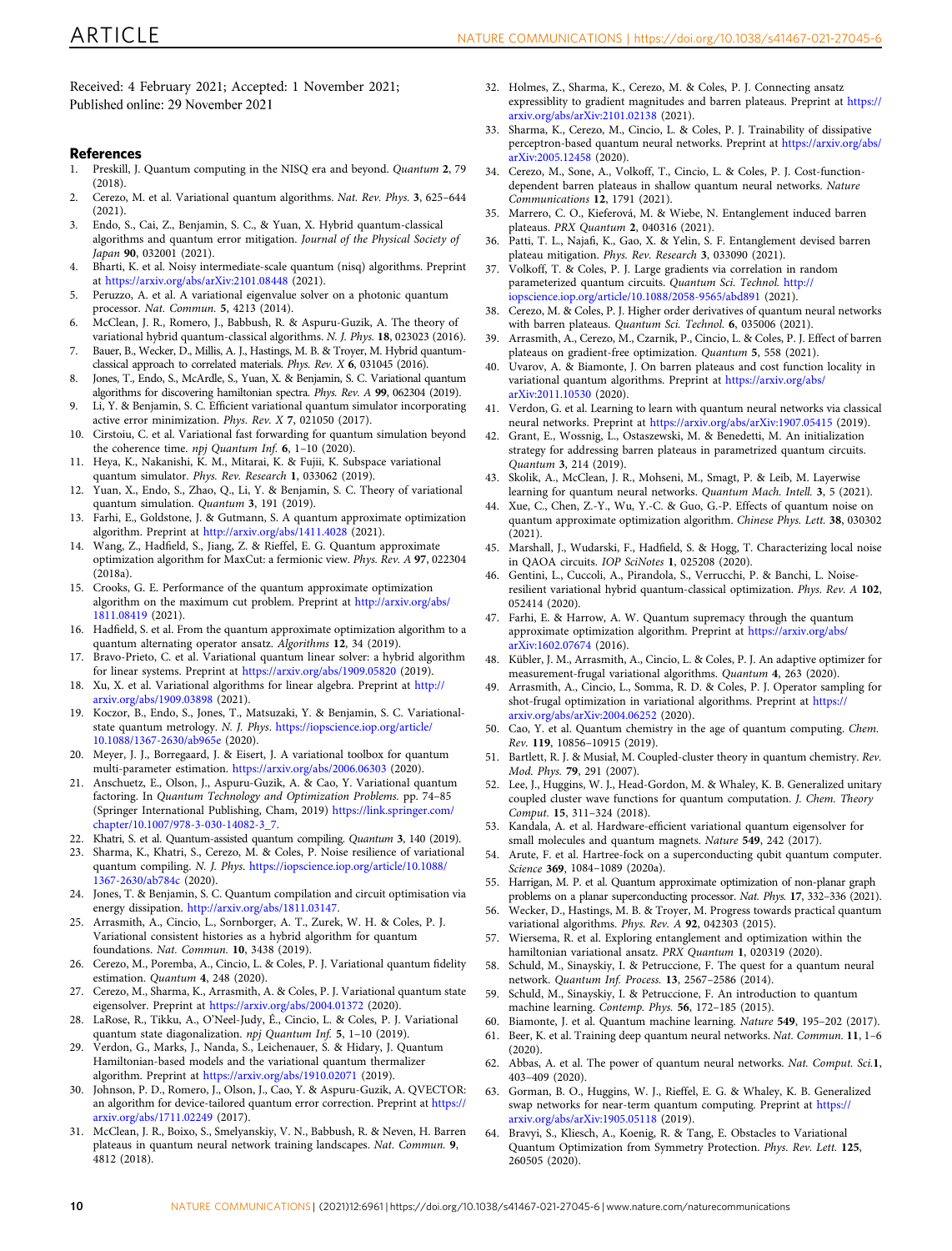Received: 4 February 2021; Accepted: 1 November 2021;
Published online: 29 November 2021

## References

1. Preskill, J. Quantum computing in the NISQ era and beyond. *Quantum* **2**, 79 (2018).
2. Cerezo, M. et al. Variational quantum algorithms. *Nat. Rev. Phys.* **3**, 625–644 (2021).
3. Endo, S., Cai, Z., Benjamin, S. C., & Yuan, X. Hybrid quantum-classical algorithms and quantum error mitigation. *Journal of the Physical Society of Japan* **90**, 032001 (2021).
4. Bharti, K. et al. Noisy intermediate-scale quantum (nisq) algorithms. Preprint at https://arxiv.org/abs/arXiv:2101.08448 (2021).
5. Peruzzo, A. et al. A variational eigenvalue solver on a photonic quantum processor. *Nat. Commun.* **5**, 4213 (2014).
6. McClean, J. R., Romero, J., Babbush, R. & Aspuru-Guzik, A. The theory of variational hybrid quantum-classical algorithms. *N. J. Phys.* **18**, 023023 (2016).
7. Bauer, B., Wecker, D., Millis, A. J., Hastings, M. B. & Troyer, M. Hybrid quantum-classical approach to correlated materials. *Phys. Rev. X* **6**, 031045 (2016).
8. Jones, T., Endo, S., McArdle, S., Yuan, X. & Benjamin, S. C. Variational quantum algorithms for discovering hamiltonian spectra. *Phys. Rev. A* **99**, 062304 (2019).
9. Li, Y. & Benjamin, S. C. Efficient variational quantum simulator incorporating active error minimization. *Phys. Rev. X* **7**, 021050 (2017).
10. Cirstoiu, C. et al. Variational fast forwarding for quantum simulation beyond the coherence time. *npj Quantum Inf.* **6**, 1–10 (2020).
11. Heya, K., Nakanishi, K. M., Mitarai, K. & Fujii, K. Subspace variational quantum simulator. *Phys. Rev. Research* **1**, 033062 (2019).
12. Yuan, X., Endo, S., Zhao, Q., Li, Y. & Benjamin, S. C. Theory of variational quantum simulation. *Quantum* **3**, 191 (2019).
13. Farhi, E., Goldstone, J. & Gutmann, S. A quantum approximate optimization algorithm. Preprint at http://arxiv.org/abs/1411.4028 (2021).
14. Wang, Z., Hadfield, S., Jiang, Z. & Rieffel, E. G. Quantum approximate optimization algorithm for MaxCut: a fermionic view. *Phys. Rev. A* **97**, 022304 (2018a).
15. Crooks, G. E. Performance of the quantum approximate optimization algorithm on the maximum cut problem. Preprint at http://arxiv.org/abs/1811.08419 (2021).
16. Hadfield, S. et al. From the quantum approximate optimization algorithm to a quantum alternating operator ansatz. *Algorithms* **12**, 34 (2019).
17. Bravo-Prieto, C. et al. Variational quantum linear solver: a hybrid algorithm for linear systems. Preprint at https://arxiv.org/abs/1909.05820 (2019).
18. Xu, X. et al. Variational algorithms for linear algebra. Preprint at http://arxiv.org/abs/1909.03898 (2021).
19. Koczor, B., Endo, S., Jones, T., Matsuzaki, Y. & Benjamin, S. C. Variational-state quantum metrology. *N. J. Phys.* https://iopscience.iop.org/article/10.1088/1367-2630/ab965e (2020).
20. Meyer, J. J., Borregaard, J. & Eisert, J. A variational toolbox for quantum multi-parameter estimation. https://arxiv.org/abs/2006.06303 (2020).
21. Anschuetz, E., Olson, J., Aspuru-Guzik, A. & Cao, Y. Variational quantum factoring. In *Quantum Technology and Optimization Problems*. pp. 74–85 (Springer International Publishing, Cham, 2019) https://link.springer.com/chapter/10.1007/978-3-030-14082-3_7.
22. Khatri, S. et al. Quantum-assisted quantum compiling. *Quantum* **3**, 140 (2019).
23. Sharma, K., Khatri, S., Cerezo, M. & Coles, P. Noise resilience of variational quantum compiling. *N. J. Phys.* https://iopscience.iop.org/article/10.1088/1367-2630/ab784c (2020).
24. Jones, T. & Benjamin, S. C. Quantum compilation and circuit optimisation via energy dissipation. http://arxiv.org/abs/1811.03147.
25. Arrasmith, A., Cincio, L., Sornborger, A. T., Zurek, W. H. & Coles, P. J. Variational consistent histories as a hybrid algorithm for quantum foundations. *Nat. Commun.* **10**, 3438 (2019).
26. Cerezo, M., Poremba, A., Cincio, L. & Coles, P. J. Variational quantum fidelity estimation. *Quantum* **4**, 248 (2020).
27. Cerezo, M., Sharma, K., Arrasmith, A. & Coles, P. J. Variational quantum state eigensolver. Preprint at https://arxiv.org/abs/2004.01372 (2020).
28. LaRose, R., Tikku, A., O'Neel-Judy, É., Cincio, L. & Coles, P. J. Variational quantum state diagonalization. *npj Quantum Inf.* **5**, 1–10 (2019).
29. Verdon, G., Marks, J., Nanda, S., Leichenauer, S. & Hidary, J. Quantum Hamiltonian-based models and the variational quantum thermalizer algorithm. Preprint at https://arxiv.org/abs/1910.02071 (2019).
30. Johnson, P. D., Romero, J., Olson, J., Cao, Y. & Aspuru-Guzik, A. QVECTOR: an algorithm for device-tailored quantum error correction. Preprint at https://arxiv.org/abs/1711.02249 (2017).
31. McClean, J. R., Boixo, S., Smelyanskiy, V. N., Babbush, R. & Neven, H. Barren plateaus in quantum neural network training landscapes. *Nat. Commun.* **9**, 4812 (2018).
32. Holmes, Z., Sharma, K., Cerezo, M. & Coles, P. J. Connecting ansatz expressiblity to gradient magnitudes and barren plateaus. Preprint at https://arxiv.org/abs/arXiv:2101.02138 (2021).
33. Sharma, K., Cerezo, M., Cincio, L. & Coles, P. J. Trainability of dissipative perceptron-based quantum neural networks. Preprint at https://arxiv.org/abs/arXiv:2005.12458 (2020).
34. Cerezo, M., Sone, A., Volkoff, T., Cincio, L. & Coles, P. J. Cost-function-dependent barren plateaus in shallow quantum neural networks. *Nature Communications* **12**, 1791 (2021).
35. Marrero, C. O., Kieferová, M. & Wiebe, N. Entanglement induced barren plateaus. *PRX Quantum* **2**, 040316 (2021).
36. Patti, T. L., Najafi, K., Gao, X. & Yelin, S. F. Entanglement devised barren plateau mitigation. *Phys. Rev. Research* **3**, 033090 (2021).
37. Volkoff, T. & Coles, P. J. Large gradients via correlation in random parameterized quantum circuits. *Quantum Sci. Technol.* http://iopscience.iop.org/article/10.1088/2058-9565/abd891 (2021).
38. Cerezo, M. & Coles, P. J. Higher order derivatives of quantum neural networks with barren plateaus. *Quantum Sci. Technol.* **6**, 035006 (2021).
39. Arrasmith, A., Cerezo, M., Czarnik, P., Cincio, L. & Coles, P. J. Effect of barren plateaus on gradient-free optimization. *Quantum* **5**, 558 (2021).
40. Uvarov, A. & Biamonte, J. On barren plateaus and cost function locality in variational quantum algorithms. Preprint at https://arxiv.org/abs/arXiv:2011.10530 (2020).
41. Verdon, G. et al. Learning to learn with quantum neural networks via classical neural networks. Preprint at https://arxiv.org/abs/arXiv:1907.05415 (2019).
42. Grant, E., Wossnig, L., Ostaszewski, M. & Benedetti, M. An initialization strategy for addressing barren plateaus in parametrized quantum circuits. *Quantum* **3**, 214 (2019).
43. Skolik, A., McClean, J. R., Mohseni, M., Smagt, P. & Leib, M. Layerwise learning for quantum neural networks. *Quantum Mach. Intell.* **3**, 5 (2021).
44. Xue, C., Chen, Z.-Y., Wu, Y.-C. & Guo, G.-P. Effects of quantum noise on quantum approximate optimization algorithm. *Chinese Phys. Lett.* **38**, 030302 (2021).
45. Marshall, J., Wudarski, F., Hadfield, S. & Hogg, T. Characterizing local noise in QAOA circuits. *IOP SciNotes* **1**, 025208 (2020).
46. Gentini, L., Cuccoli, A., Pirandola, S., Verrucchi, P. & Banchi, L. Noise-resilient variational hybrid quantum-classical optimization. *Phys. Rev. A* **102**, 052414 (2020).
47. Farhi, E. & Harrow, A. W. Quantum supremacy through the quantum approximate optimization algorithm. Preprint at https://arxiv.org/abs/arXiv:1602.07674 (2016).
48. Kübler, J. M., Arrasmith, A., Cincio, L. & Coles, P. J. An adaptive optimizer for measurement-frugal variational algorithms. *Quantum* **4**, 263 (2020).
49. Arrasmith, A., Cincio, L., Somma, R. D. & Coles, P. J. Operator sampling for shot-frugal optimization in variational algorithms. Preprint at https://arxiv.org/abs/arXiv:2004.06252 (2020).
50. Cao, Y. et al. Quantum chemistry in the age of quantum computing. *Chem. Rev.* **119**, 10856–10915 (2019).
51. Bartlett, R. J. & Musiał, M. Coupled-cluster theory in quantum chemistry. *Rev. Mod. Phys.* **79**, 291 (2007).
52. Lee, J., Huggins, W. J., Head-Gordon, M. & Whaley, K. B. Generalized unitary coupled cluster wave functions for quantum computation. *J. Chem. Theory Comput.* **15**, 311–324 (2018).
53. Kandala, A. et al. Hardware-efficient variational quantum eigensolver for small molecules and quantum magnets. *Nature* **549**, 242 (2017).
54. Arute, F. et al. Hartree-fock on a superconducting qubit quantum computer. *Science* **369**, 1084–1089 (2020a).
55. Harrigan, M. P. et al. Quantum approximate optimization of non-planar graph problems on a planar superconducting processor. *Nat. Phys.* **17**, 332–336 (2021).
56. Wecker, D., Hastings, M. B. & Troyer, M. Progress towards practical quantum variational algorithms. *Phys. Rev. A* **92**, 042303 (2015).
57. Wiersema, R. et al. Exploring entanglement and optimization within the hamiltonian variational ansatz. *PRX Quantum* **1**, 020319 (2020).
58. Schuld, M., Sinayskiy, I. & Petruccione, F. The quest for a quantum neural network. *Quantum Inf. Process.* **13**, 2567–2586 (2014).
59. Schuld, M., Sinayskiy, I. & Petruccione, F. An introduction to quantum machine learning. *Contemp. Phys.* **56**, 172–185 (2015).
60. Biamonte, J. et al. Quantum machine learning. *Nature* **549**, 195–202 (2017).
61. Beer, K. et al. Training deep quantum neural networks. *Nat. Commun.* **11**, 1–6 (2020).
62. Abbas, A. et al. The power of quantum neural networks. *Nat. Comput. Sci.* **1**, 403–409 (2020).
63. Gorman, B. O., Huggins, W. J., Rieffel, E. G. & Whaley, K. B. Generalized swap networks for near-term quantum computing. Preprint at https://arxiv.org/abs/arXiv:1905.05118 (2019).
64. Bravyi, S., Kliesch, A., Koenig, R. & Tang, E. Obstacles to Variational Quantum Optimization from Symmetry Protection. *Phys. Rev. Lett.* **125**, 260505 (2020).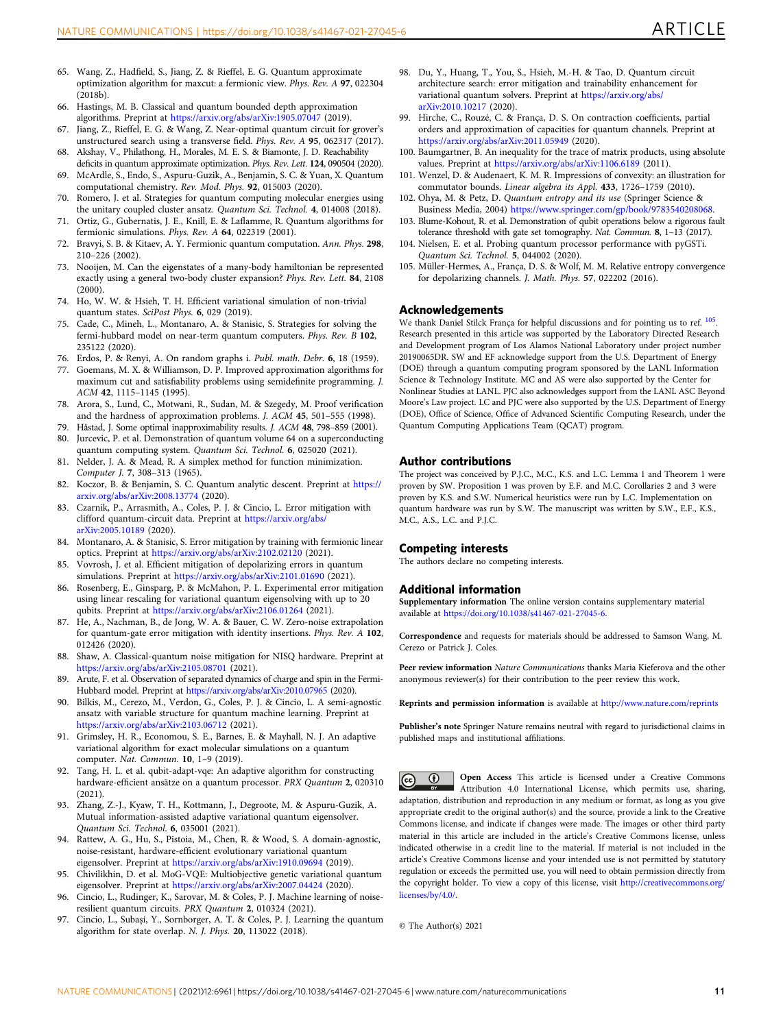65. Wang, Z., Hadfield, S., Jiang, Z. & Rieffel, E. G. Quantum approximate optimization algorithm for maxcut: a fermionic view. *Phys. Rev. A* **97**, 022304 (2018b).
66. Hastings, M. B. Classical and quantum bounded depth approximation algorithms. Preprint at https://arxiv.org/abs/arXiv:1905.07047 (2019).
67. Jiang, Z., Rieffel, E. G. & Wang, Z. Near-optimal quantum circuit for grover's unstructured search using a transverse field. *Phys. Rev. A* **95**, 062317 (2017).
68. Akshay, V., Philathong, H., Morales, M. E. S. & Biamonte, J. D. Reachability deficits in quantum approximate optimization. *Phys. Rev. Lett.* **124**, 090504 (2020).
69. McArdle, S., Endo, S., Aspuru-Guzik, A., Benjamin, S. C. & Yuan, X. Quantum computational chemistry. *Rev. Mod. Phys.* **92**, 015003 (2020).
70. Romero, J. et al. Strategies for quantum computing molecular energies using the unitary coupled cluster ansatz. *Quantum Sci. Technol.* **4**, 014008 (2018).
71. Ortiz, G., Gubernatis, J. E., Knill, E. & Laflamme, R. Quantum algorithms for fermionic simulations. *Phys. Rev. A* **64**, 022319 (2001).
72. Bravyi, S. B. & Kitaev, A. Y. Fermionic quantum computation. *Ann. Phys.* **298**, 210–226 (2002).
73. Nooijen, M. Can the eigenstates of a many-body hamiltonian be represented exactly using a general two-body cluster expansion? *Phys. Rev. Lett.* **84**, 2108 (2000).
74. Ho, W. W. & Hsieh, T. H. Efficient variational simulation of non-trivial quantum states. *SciPost Phys.* **6**, 029 (2019).
75. Cade, C., Mineh, L., Montanaro, A. & Stanisic, S. Strategies for solving the fermi-hubbard model on near-term quantum computers. *Phys. Rev. B* **102**, 235122 (2020).
76. Erdos, P. & Renyi, A. On random graphs i. *Publ. math. Debr.* **6**, 18 (1959).
77. Goemans, M. X. & Williamson, D. P. Improved approximation algorithms for maximum cut and satisfiability problems using semidefinite programming. *J. ACM* **42**, 1115–1145 (1995).
78. Arora, S., Lund, C., Motwani, R., Sudan, M. & Szegedy, M. Proof verification and the hardness of approximation problems. *J. ACM* **45**, 501–555 (1998).
79. Håstad, J. Some optimal inapproximability results. *J. ACM* **48**, 798–859 (2001).
80. Jurcevic, P. et al. Demonstration of quantum volume 64 on a superconducting quantum computing system. *Quantum Sci. Technol.* **6**, 025020 (2021).
81. Nelder, J. A. & Mead, R. A simplex method for function minimization. *Computer J.* **7**, 308–313 (1965).
82. Koczor, B. & Benjamin, S. C. Quantum analytic descent. Preprint at https://arxiv.org/abs/arXiv:2008.13774 (2020).
83. Czarnik, P., Arrasmith, A., Coles, P. J. & Cincio, L. Error mitigation with clifford quantum-circuit data. Preprint at https://arxiv.org/abs/arXiv:2005.10189 (2020).
84. Montanaro, A. & Stanisic, S. Error mitigation by training with fermionic linear optics. Preprint at https://arxiv.org/abs/arXiv:2102.02120 (2021).
85. Vovrosh, J. et al. Efficient mitigation of depolarizing errors in quantum simulations. Preprint at https://arxiv.org/abs/arXiv:2101.01690 (2021).
86. Rosenberg, E., Ginsparg, P. & McMahon, P. L. Experimental error mitigation using linear rescaling for variational quantum eigensolving with up to 20 qubits. Preprint at https://arxiv.org/abs/arXiv:2106.01264 (2021).
87. He, A., Nachman, B., de Jong, W. A. & Bauer, C. W. Zero-noise extrapolation for quantum-gate error mitigation with identity insertions. *Phys. Rev. A* **102**, 012426 (2020).
88. Shaw, A. Classical-quantum noise mitigation for NISQ hardware. Preprint at https://arxiv.org/abs/arXiv:2105.08701 (2021).
89. Arute, F. et al. Observation of separated dynamics of charge and spin in the Fermi-Hubbard model. Preprint at https://arxiv.org/abs/arXiv:2010.07965 (2020).
90. Bilkis, M., Cerezo, M., Verdon, G., Coles, P. J. & Cincio, L. A semi-agnostic ansatz with variable structure for quantum machine learning. Preprint at https://arxiv.org/abs/arXiv:2103.06712 (2021).
91. Grimsley, H. R., Economou, S. E., Barnes, E. & Mayhall, N. J. An adaptive variational algorithm for exact molecular simulations on a quantum computer. *Nat. Commun.* **10**, 1–9 (2019).
92. Tang, H. L. et al. qubit-adapt-vqe: An adaptive algorithm for constructing hardware-efficient ansätze on a quantum processor. *PRX Quantum* **2**, 020310 (2021).
93. Zhang, Z.-J., Kyaw, T. H., Kottmann, J., Degroote, M. & Aspuru-Guzik, A. Mutual information-assisted adaptive variational quantum eigensolver. *Quantum Sci. Technol.* **6**, 035001 (2021).
94. Rattew, A. G., Hu, S., Pistoia, M., Chen, R. & Wood, S. A domain-agnostic, noise-resistant, hardware-efficient evolutionary variational quantum eigensolver. Preprint at https://arxiv.org/abs/arXiv:1910.09694 (2019).
95. Chivilikhin, D. et al. MoG-VQE: Multiobjective genetic variational quantum eigensolver. Preprint at https://arxiv.org/abs/arXiv:2007.04424 (2020).
96. Cincio, L., Rudinger, K., Sarovar, M. & Coles, P. J. Machine learning of noise-resilient quantum circuits. *PRX Quantum* **2**, 010324 (2021).
97. Cincio, L., Subaşí, Y., Sornborger, A. T. & Coles, P. J. Learning the quantum algorithm for state overlap. *N. J. Phys.* **20**, 113022 (2018).
98. Du, Y., Huang, T., You, S., Hsieh, M.-H. & Tao, D. Quantum circuit architecture search: error mitigation and trainability enhancement for variational quantum solvers. Preprint at https://arxiv.org/abs/arXiv:2010.10217 (2020).
99. Hirche, C., Rouzé, C. & França, D. S. On contraction coefficients, partial orders and approximation of capacities for quantum channels. Preprint at https://arxiv.org/abs/arXiv:2011.05949 (2020).
100. Baumgartner, B. An inequality for the trace of matrix products, using absolute values. Preprint at https://arxiv.org/abs/arXiv:1106.6189 (2011).
101. Wenzel, D. & Audenaert, K. M. R. Impressions of convexity: an illustration for commutator bounds. *Linear algebra its Appl.* **433**, 1726–1759 (2010).
102. Ohya, M. & Petz, D. *Quantum entropy and its use* (Springer Science & Business Media, 2004) https://www.springer.com/gp/book/9783540208068.
103. Blume-Kohout, R. et al. Demonstration of qubit operations below a rigorous fault tolerance threshold with gate set tomography. *Nat. Commun.* **8**, 1–13 (2017).
104. Nielsen, E. et al. Probing quantum processor performance with pyGSTi. *Quantum Sci. Technol.* **5**, 044002 (2020).
105. Müller-Hermes, A., França, D. S. & Wolf, M. M. Relative entropy convergence for depolarizing channels. *J. Math. Phys.* **57**, 022202 (2016).

## Acknowledgements

We thank Daniel Stilck França for helpful discussions and for pointing us to ref. [105]. Research presented in this article was supported by the Laboratory Directed Research and Development program of Los Alamos National Laboratory under project number 20190065DR. SW and EF acknowledge support from the U.S. Department of Energy (DOE) through a quantum computing program sponsored by the LANL Information Science & Technology Institute. MC and AS were also supported by the Center for Nonlinear Studies at LANL. PJC also acknowledges support from the LANL ASC Beyond Moore's Law project. LC and PJC were also supported by the U.S. Department of Energy (DOE), Office of Science, Office of Advanced Scientific Computing Research, under the Quantum Computing Applications Team (QCAT) program.

## Author contributions

The project was conceived by P.J.C., M.C., K.S. and L.C. Lemma 1 and Theorem 1 were proven by SW. Proposition 1 was proven by E.F. and M.C. Corollaries 2 and 3 were proven by K.S. and S.W. Numerical heuristics were run by L.C. Implementation on quantum hardware was run by S.W. The manuscript was written by S.W., E.F., K.S., M.C., A.S., L.C. and P.J.C.

## Competing interests

The authors declare no competing interests.

## Additional information

**Supplementary information** The online version contains supplementary material available at https://doi.org/10.1038/s41467-021-27045-6.

**Correspondence** and requests for materials should be addressed to Samson Wang, M. Cerezo or Patrick J. Coles.

**Peer review information** *Nature Communications* thanks Maria Kieferova and the other anonymous reviewer(s) for their contribution to the peer review this work.

**Reprints and permission information** is available at http://www.nature.com/reprints

**Publisher's note** Springer Nature remains neutral with regard to jurisdictional claims in published maps and institutional affiliations.

**Open Access** This article is licensed under a Creative Commons Attribution 4.0 International License, which permits use, sharing, adaptation, distribution and reproduction in any medium or format, as long as you give appropriate credit to the original author(s) and the source, provide a link to the Creative Commons license, and indicate if changes were made. The images or other third party material in this article are included in the article's Creative Commons license, unless indicated otherwise in a credit line to the material. If material is not included in the article's Creative Commons license and your intended use is not permitted by statutory regulation or exceeds the permitted use, you will need to obtain permission directly from the copyright holder. To view a copy of this license, visit http://creativecommons.org/licenses/by/4.0/.

© The Author(s) 2021